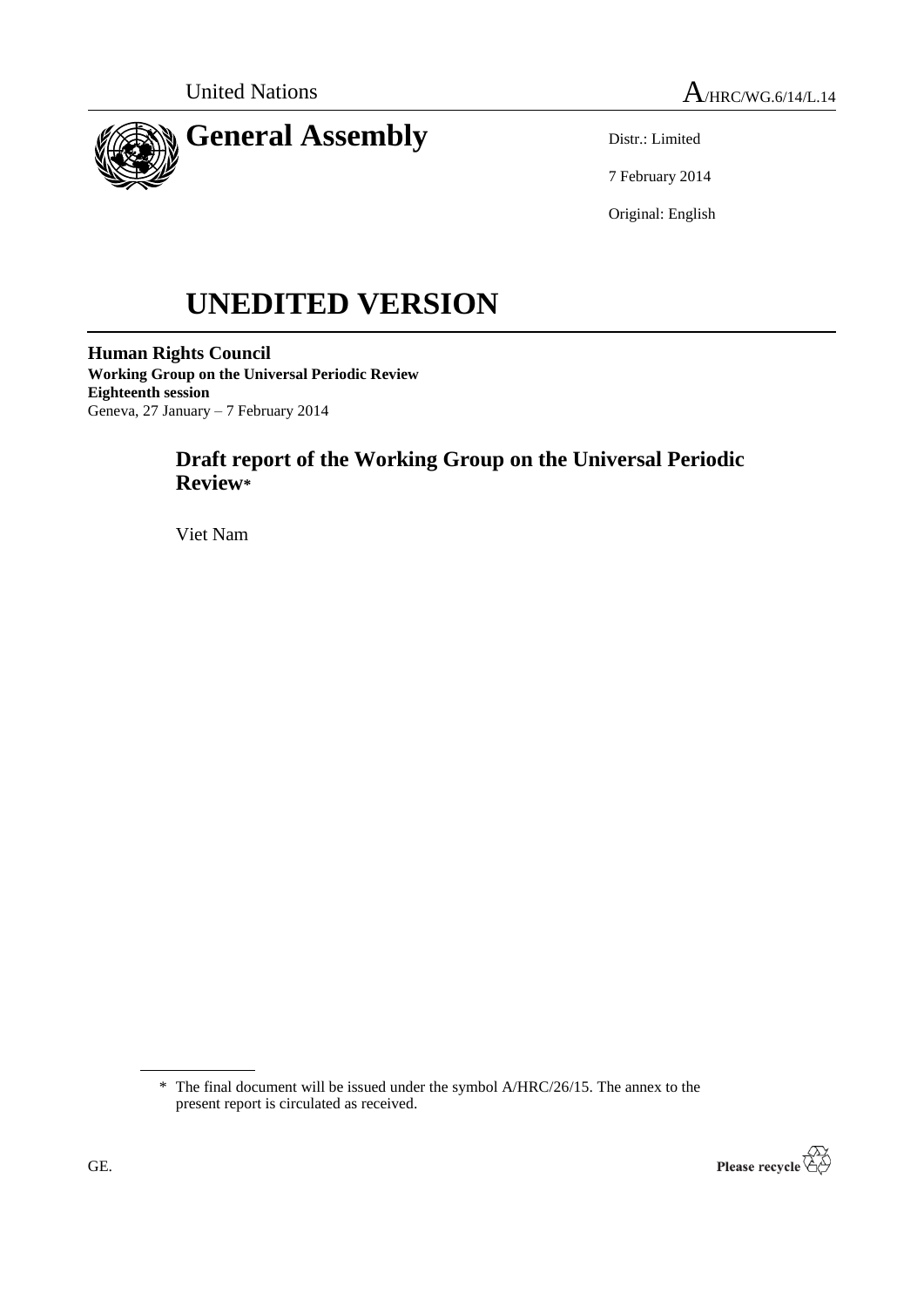United Nations A/HRC/WG.6/14/L.14

# General Assembly

Distr.: Limited

7 February 2014

Original: English

# UNEDITED VERSION

**Human Rights Council**
**Working Group on the Universal Periodic Review**
**Eighteenth session**
Geneva, 27 January – 7 February 2014

## Draft report of the Working Group on the Universal Periodic Review*

Viet Nam

---

\* The final document will be issued under the symbol A/HRC/26/15. The annex to the present report is circulated as received.

GE.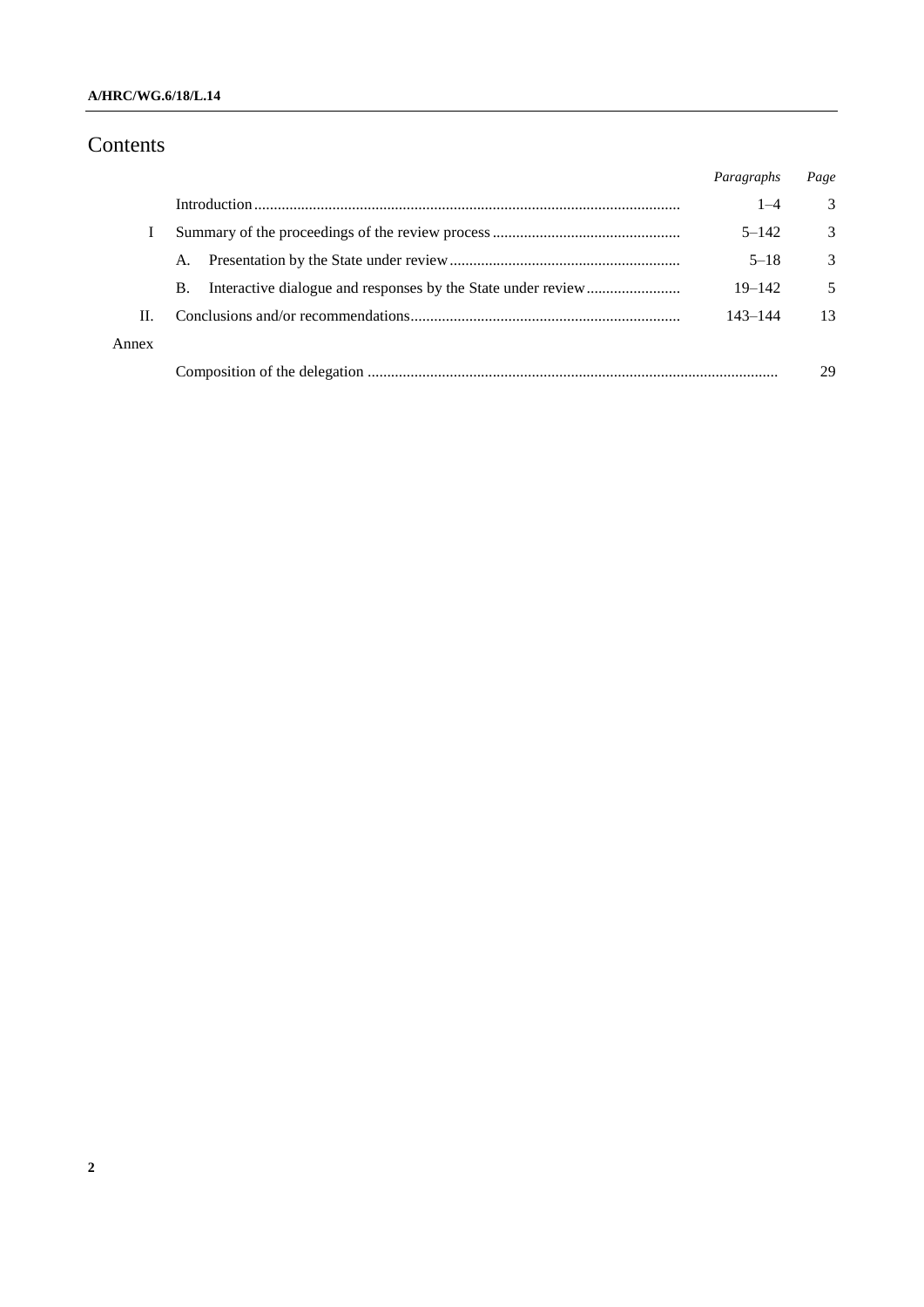# Contents

| | | *Paragraphs* | *Page* |
|---|---|---|---|
| | Introduction | 1–4 | 3 |
| I | Summary of the proceedings of the review process | 5–142 | 3 |
| | A. Presentation by the State under review | 5–18 | 3 |
| | B. Interactive dialogue and responses by the State under review | 19–142 | 5 |
| II. | Conclusions and/or recommendations | 143–144 | 13 |
| Annex | | | |
| | Composition of the delegation | | 29 |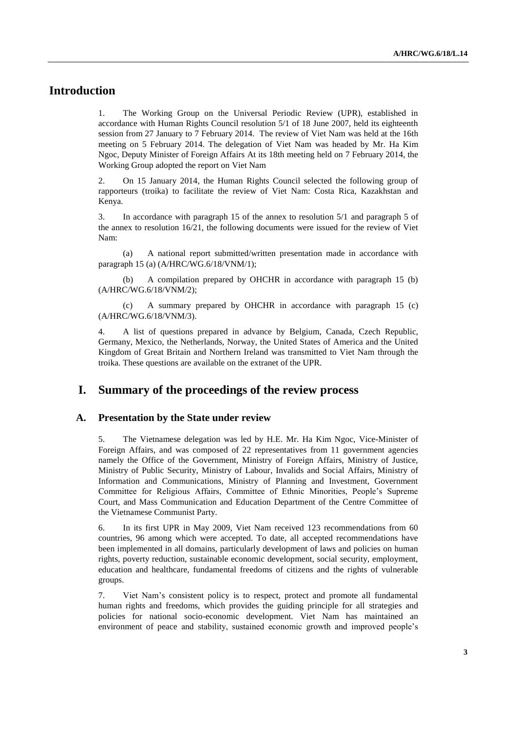# Introduction

1. The Working Group on the Universal Periodic Review (UPR), established in accordance with Human Rights Council resolution 5/1 of 18 June 2007, held its eighteenth session from 27 January to 7 February 2014. The review of Viet Nam was held at the 16th meeting on 5 February 2014. The delegation of Viet Nam was headed by Mr. Ha Kim Ngoc, Deputy Minister of Foreign Affairs At its 18th meeting held on 7 February 2014, the Working Group adopted the report on Viet Nam

2. On 15 January 2014, the Human Rights Council selected the following group of rapporteurs (troika) to facilitate the review of Viet Nam: Costa Rica, Kazakhstan and Kenya.

3. In accordance with paragraph 15 of the annex to resolution 5/1 and paragraph 5 of the annex to resolution 16/21, the following documents were issued for the review of Viet Nam:

(a) A national report submitted/written presentation made in accordance with paragraph 15 (a) (A/HRC/WG.6/18/VNM/1);

(b) A compilation prepared by OHCHR in accordance with paragraph 15 (b) (A/HRC/WG.6/18/VNM/2);

(c) A summary prepared by OHCHR in accordance with paragraph 15 (c) (A/HRC/WG.6/18/VNM/3).

4. A list of questions prepared in advance by Belgium, Canada, Czech Republic, Germany, Mexico, the Netherlands, Norway, the United States of America and the United Kingdom of Great Britain and Northern Ireland was transmitted to Viet Nam through the troika. These questions are available on the extranet of the UPR.

# I. Summary of the proceedings of the review process

## A. Presentation by the State under review

5. The Vietnamese delegation was led by H.E. Mr. Ha Kim Ngoc, Vice-Minister of Foreign Affairs, and was composed of 22 representatives from 11 government agencies namely the Office of the Government, Ministry of Foreign Affairs, Ministry of Justice, Ministry of Public Security, Ministry of Labour, Invalids and Social Affairs, Ministry of Information and Communications, Ministry of Planning and Investment, Government Committee for Religious Affairs, Committee of Ethnic Minorities, People's Supreme Court, and Mass Communication and Education Department of the Centre Committee of the Vietnamese Communist Party.

6. In its first UPR in May 2009, Viet Nam received 123 recommendations from 60 countries, 96 among which were accepted. To date, all accepted recommendations have been implemented in all domains, particularly development of laws and policies on human rights, poverty reduction, sustainable economic development, social security, employment, education and healthcare, fundamental freedoms of citizens and the rights of vulnerable groups.

7. Viet Nam's consistent policy is to respect, protect and promote all fundamental human rights and freedoms, which provides the guiding principle for all strategies and policies for national socio-economic development. Viet Nam has maintained an environment of peace and stability, sustained economic growth and improved people's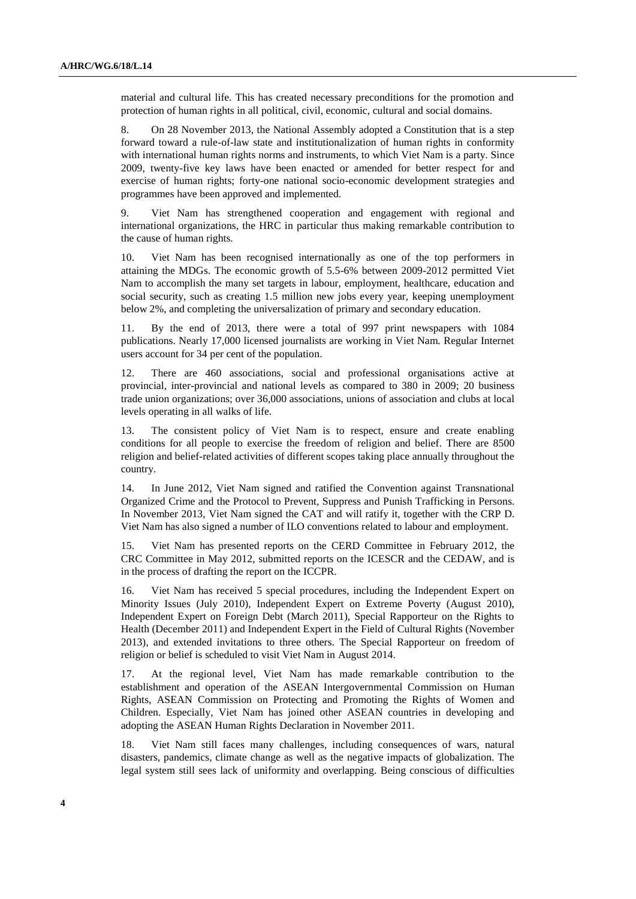material and cultural life. This has created necessary preconditions for the promotion and protection of human rights in all political, civil, economic, cultural and social domains.

8. On 28 November 2013, the National Assembly adopted a Constitution that is a step forward toward a rule-of-law state and institutionalization of human rights in conformity with international human rights norms and instruments, to which Viet Nam is a party. Since 2009, twenty-five key laws have been enacted or amended for better respect for and exercise of human rights; forty-one national socio-economic development strategies and programmes have been approved and implemented.

9. Viet Nam has strengthened cooperation and engagement with regional and international organizations, the HRC in particular thus making remarkable contribution to the cause of human rights.

10. Viet Nam has been recognised internationally as one of the top performers in attaining the MDGs. The economic growth of 5.5-6% between 2009-2012 permitted Viet Nam to accomplish the many set targets in labour, employment, healthcare, education and social security, such as creating 1.5 million new jobs every year, keeping unemployment below 2%, and completing the universalization of primary and secondary education.

11. By the end of 2013, there were a total of 997 print newspapers with 1084 publications. Nearly 17,000 licensed journalists are working in Viet Nam. Regular Internet users account for 34 per cent of the population.

12. There are 460 associations, social and professional organisations active at provincial, inter-provincial and national levels as compared to 380 in 2009; 20 business trade union organizations; over 36,000 associations, unions of association and clubs at local levels operating in all walks of life.

13. The consistent policy of Viet Nam is to respect, ensure and create enabling conditions for all people to exercise the freedom of religion and belief. There are 8500 religion and belief-related activities of different scopes taking place annually throughout the country.

14. In June 2012, Viet Nam signed and ratified the Convention against Transnational Organized Crime and the Protocol to Prevent, Suppress and Punish Trafficking in Persons. In November 2013, Viet Nam signed the CAT and will ratify it, together with the CRP D. Viet Nam has also signed a number of ILO conventions related to labour and employment.

15. Viet Nam has presented reports on the CERD Committee in February 2012, the CRC Committee in May 2012, submitted reports on the ICESCR and the CEDAW, and is in the process of drafting the report on the ICCPR.

16. Viet Nam has received 5 special procedures, including the Independent Expert on Minority Issues (July 2010), Independent Expert on Extreme Poverty (August 2010), Independent Expert on Foreign Debt (March 2011), Special Rapporteur on the Rights to Health (December 2011) and Independent Expert in the Field of Cultural Rights (November 2013), and extended invitations to three others. The Special Rapporteur on freedom of religion or belief is scheduled to visit Viet Nam in August 2014.

17. At the regional level, Viet Nam has made remarkable contribution to the establishment and operation of the ASEAN Intergovernmental Commission on Human Rights, ASEAN Commission on Protecting and Promoting the Rights of Women and Children. Especially, Viet Nam has joined other ASEAN countries in developing and adopting the ASEAN Human Rights Declaration in November 2011.

18. Viet Nam still faces many challenges, including consequences of wars, natural disasters, pandemics, climate change as well as the negative impacts of globalization. The legal system still sees lack of uniformity and overlapping. Being conscious of difficulties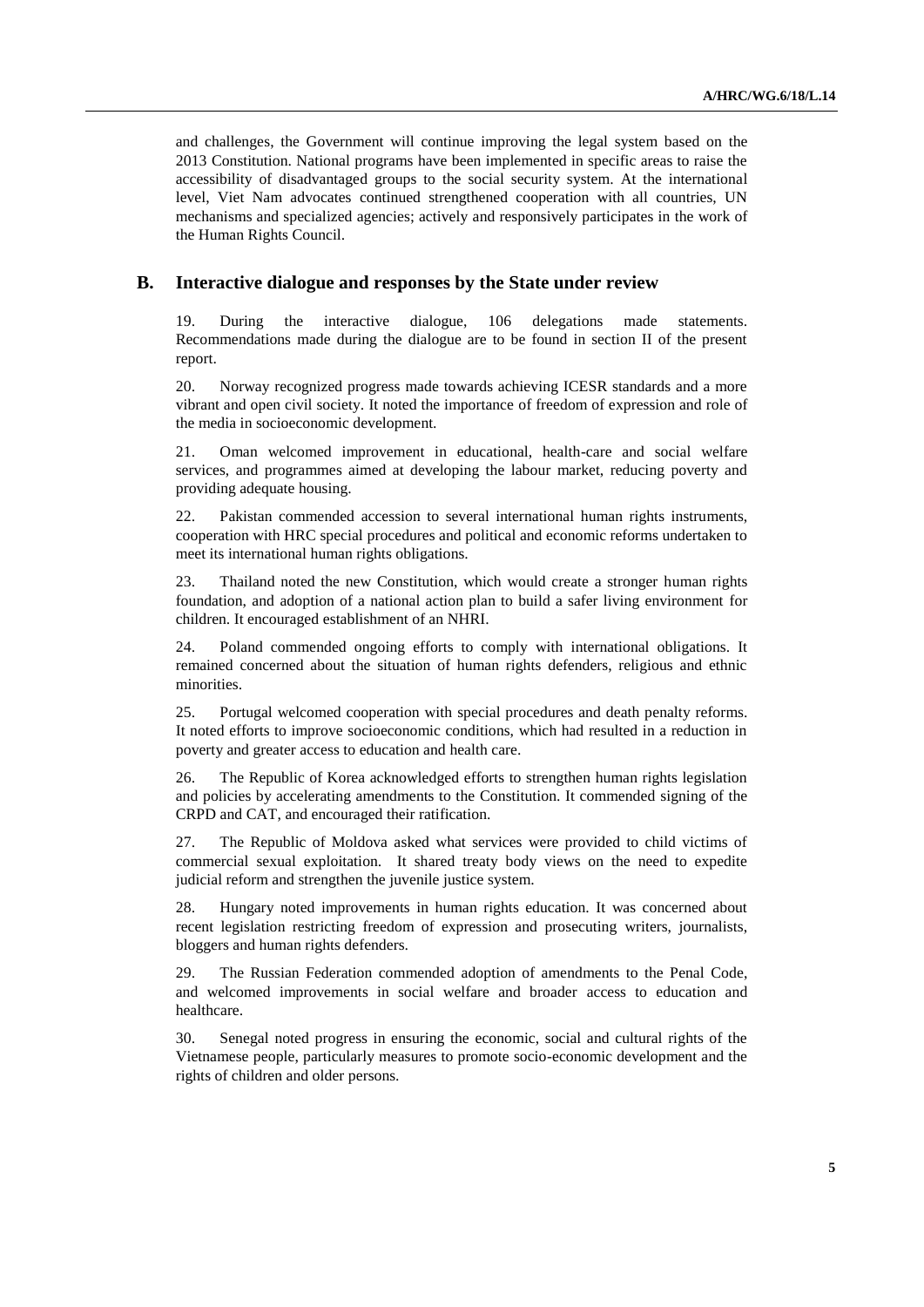and challenges, the Government will continue improving the legal system based on the 2013 Constitution. National programs have been implemented in specific areas to raise the accessibility of disadvantaged groups to the social security system. At the international level, Viet Nam advocates continued strengthened cooperation with all countries, UN mechanisms and specialized agencies; actively and responsively participates in the work of the Human Rights Council.

## B. Interactive dialogue and responses by the State under review

19. During the interactive dialogue, 106 delegations made statements. Recommendations made during the dialogue are to be found in section II of the present report.

20. Norway recognized progress made towards achieving ICESR standards and a more vibrant and open civil society. It noted the importance of freedom of expression and role of the media in socioeconomic development.

21. Oman welcomed improvement in educational, health-care and social welfare services, and programmes aimed at developing the labour market, reducing poverty and providing adequate housing.

22. Pakistan commended accession to several international human rights instruments, cooperation with HRC special procedures and political and economic reforms undertaken to meet its international human rights obligations.

23. Thailand noted the new Constitution, which would create a stronger human rights foundation, and adoption of a national action plan to build a safer living environment for children. It encouraged establishment of an NHRI.

24. Poland commended ongoing efforts to comply with international obligations. It remained concerned about the situation of human rights defenders, religious and ethnic minorities.

25. Portugal welcomed cooperation with special procedures and death penalty reforms. It noted efforts to improve socioeconomic conditions, which had resulted in a reduction in poverty and greater access to education and health care.

26. The Republic of Korea acknowledged efforts to strengthen human rights legislation and policies by accelerating amendments to the Constitution. It commended signing of the CRPD and CAT, and encouraged their ratification.

27. The Republic of Moldova asked what services were provided to child victims of commercial sexual exploitation. It shared treaty body views on the need to expedite judicial reform and strengthen the juvenile justice system.

28. Hungary noted improvements in human rights education. It was concerned about recent legislation restricting freedom of expression and prosecuting writers, journalists, bloggers and human rights defenders.

29. The Russian Federation commended adoption of amendments to the Penal Code, and welcomed improvements in social welfare and broader access to education and healthcare.

30. Senegal noted progress in ensuring the economic, social and cultural rights of the Vietnamese people, particularly measures to promote socio-economic development and the rights of children and older persons.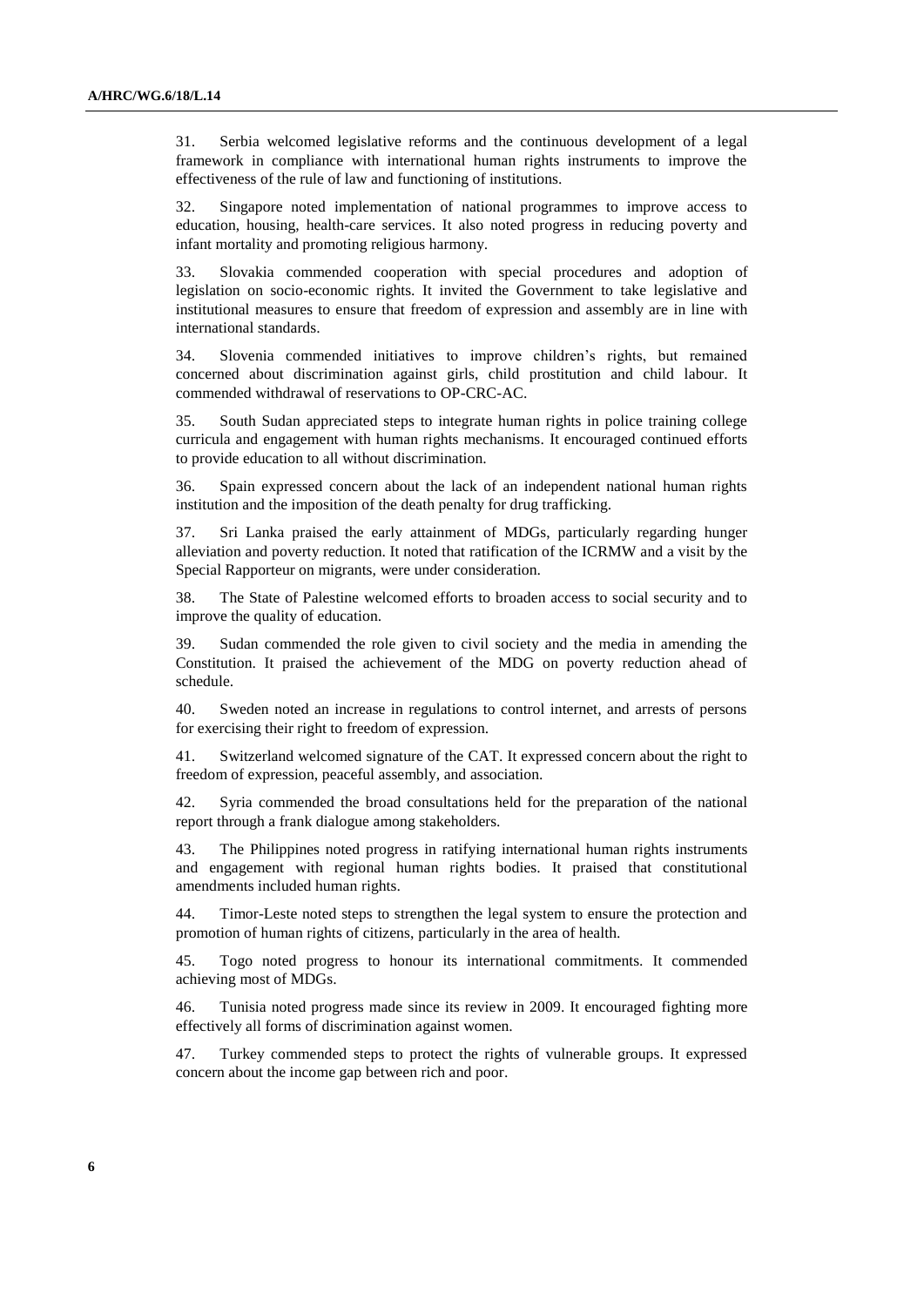31. Serbia welcomed legislative reforms and the continuous development of a legal framework in compliance with international human rights instruments to improve the effectiveness of the rule of law and functioning of institutions.

32. Singapore noted implementation of national programmes to improve access to education, housing, health-care services. It also noted progress in reducing poverty and infant mortality and promoting religious harmony.

33. Slovakia commended cooperation with special procedures and adoption of legislation on socio-economic rights. It invited the Government to take legislative and institutional measures to ensure that freedom of expression and assembly are in line with international standards.

34. Slovenia commended initiatives to improve children's rights, but remained concerned about discrimination against girls, child prostitution and child labour. It commended withdrawal of reservations to OP-CRC-AC.

35. South Sudan appreciated steps to integrate human rights in police training college curricula and engagement with human rights mechanisms. It encouraged continued efforts to provide education to all without discrimination.

36. Spain expressed concern about the lack of an independent national human rights institution and the imposition of the death penalty for drug trafficking.

37. Sri Lanka praised the early attainment of MDGs, particularly regarding hunger alleviation and poverty reduction. It noted that ratification of the ICRMW and a visit by the Special Rapporteur on migrants, were under consideration.

38. The State of Palestine welcomed efforts to broaden access to social security and to improve the quality of education.

39. Sudan commended the role given to civil society and the media in amending the Constitution. It praised the achievement of the MDG on poverty reduction ahead of schedule.

40. Sweden noted an increase in regulations to control internet, and arrests of persons for exercising their right to freedom of expression.

41. Switzerland welcomed signature of the CAT. It expressed concern about the right to freedom of expression, peaceful assembly, and association.

42. Syria commended the broad consultations held for the preparation of the national report through a frank dialogue among stakeholders.

43. The Philippines noted progress in ratifying international human rights instruments and engagement with regional human rights bodies. It praised that constitutional amendments included human rights.

44. Timor-Leste noted steps to strengthen the legal system to ensure the protection and promotion of human rights of citizens, particularly in the area of health.

45. Togo noted progress to honour its international commitments. It commended achieving most of MDGs.

46. Tunisia noted progress made since its review in 2009. It encouraged fighting more effectively all forms of discrimination against women.

47. Turkey commended steps to protect the rights of vulnerable groups. It expressed concern about the income gap between rich and poor.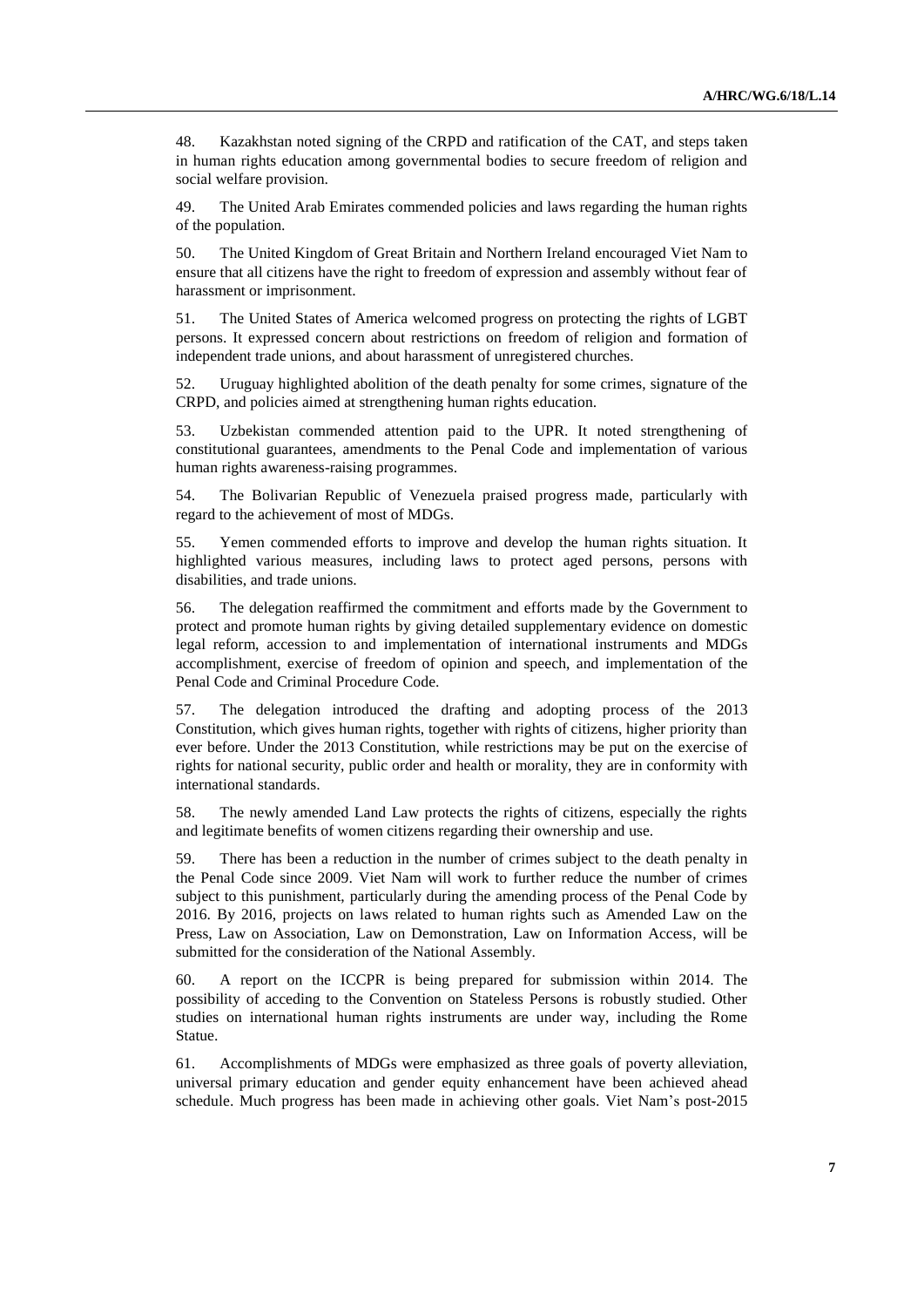48. Kazakhstan noted signing of the CRPD and ratification of the CAT, and steps taken in human rights education among governmental bodies to secure freedom of religion and social welfare provision.

49. The United Arab Emirates commended policies and laws regarding the human rights of the population.

50. The United Kingdom of Great Britain and Northern Ireland encouraged Viet Nam to ensure that all citizens have the right to freedom of expression and assembly without fear of harassment or imprisonment.

51. The United States of America welcomed progress on protecting the rights of LGBT persons. It expressed concern about restrictions on freedom of religion and formation of independent trade unions, and about harassment of unregistered churches.

52. Uruguay highlighted abolition of the death penalty for some crimes, signature of the CRPD, and policies aimed at strengthening human rights education.

53. Uzbekistan commended attention paid to the UPR. It noted strengthening of constitutional guarantees, amendments to the Penal Code and implementation of various human rights awareness-raising programmes.

54. The Bolivarian Republic of Venezuela praised progress made, particularly with regard to the achievement of most of MDGs.

55. Yemen commended efforts to improve and develop the human rights situation. It highlighted various measures, including laws to protect aged persons, persons with disabilities, and trade unions.

56. The delegation reaffirmed the commitment and efforts made by the Government to protect and promote human rights by giving detailed supplementary evidence on domestic legal reform, accession to and implementation of international instruments and MDGs accomplishment, exercise of freedom of opinion and speech, and implementation of the Penal Code and Criminal Procedure Code.

57. The delegation introduced the drafting and adopting process of the 2013 Constitution, which gives human rights, together with rights of citizens, higher priority than ever before. Under the 2013 Constitution, while restrictions may be put on the exercise of rights for national security, public order and health or morality, they are in conformity with international standards.

58. The newly amended Land Law protects the rights of citizens, especially the rights and legitimate benefits of women citizens regarding their ownership and use.

59. There has been a reduction in the number of crimes subject to the death penalty in the Penal Code since 2009. Viet Nam will work to further reduce the number of crimes subject to this punishment, particularly during the amending process of the Penal Code by 2016. By 2016, projects on laws related to human rights such as Amended Law on the Press, Law on Association, Law on Demonstration, Law on Information Access, will be submitted for the consideration of the National Assembly.

60. A report on the ICCPR is being prepared for submission within 2014. The possibility of acceding to the Convention on Stateless Persons is robustly studied. Other studies on international human rights instruments are under way, including the Rome Statue.

61. Accomplishments of MDGs were emphasized as three goals of poverty alleviation, universal primary education and gender equity enhancement have been achieved ahead schedule. Much progress has been made in achieving other goals. Viet Nam's post-2015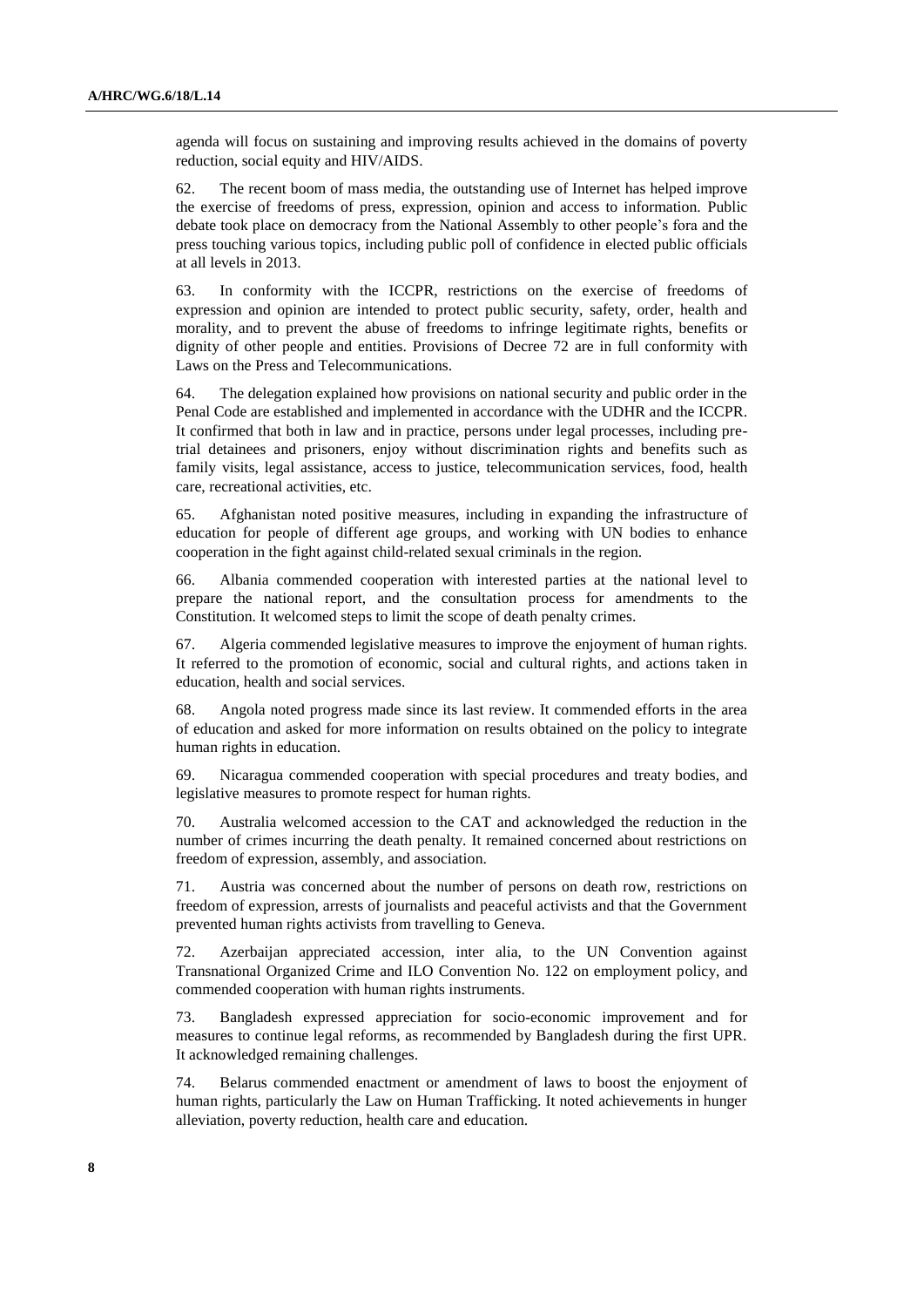agenda will focus on sustaining and improving results achieved in the domains of poverty reduction, social equity and HIV/AIDS.

62. The recent boom of mass media, the outstanding use of Internet has helped improve the exercise of freedoms of press, expression, opinion and access to information. Public debate took place on democracy from the National Assembly to other people's fora and the press touching various topics, including public poll of confidence in elected public officials at all levels in 2013.

63. In conformity with the ICCPR, restrictions on the exercise of freedoms of expression and opinion are intended to protect public security, safety, order, health and morality, and to prevent the abuse of freedoms to infringe legitimate rights, benefits or dignity of other people and entities. Provisions of Decree 72 are in full conformity with Laws on the Press and Telecommunications.

64. The delegation explained how provisions on national security and public order in the Penal Code are established and implemented in accordance with the UDHR and the ICCPR. It confirmed that both in law and in practice, persons under legal processes, including pre-trial detainees and prisoners, enjoy without discrimination rights and benefits such as family visits, legal assistance, access to justice, telecommunication services, food, health care, recreational activities, etc.

65. Afghanistan noted positive measures, including in expanding the infrastructure of education for people of different age groups, and working with UN bodies to enhance cooperation in the fight against child-related sexual criminals in the region.

66. Albania commended cooperation with interested parties at the national level to prepare the national report, and the consultation process for amendments to the Constitution. It welcomed steps to limit the scope of death penalty crimes.

67. Algeria commended legislative measures to improve the enjoyment of human rights. It referred to the promotion of economic, social and cultural rights, and actions taken in education, health and social services.

68. Angola noted progress made since its last review. It commended efforts in the area of education and asked for more information on results obtained on the policy to integrate human rights in education.

69. Nicaragua commended cooperation with special procedures and treaty bodies, and legislative measures to promote respect for human rights.

70. Australia welcomed accession to the CAT and acknowledged the reduction in the number of crimes incurring the death penalty. It remained concerned about restrictions on freedom of expression, assembly, and association.

71. Austria was concerned about the number of persons on death row, restrictions on freedom of expression, arrests of journalists and peaceful activists and that the Government prevented human rights activists from travelling to Geneva.

72. Azerbaijan appreciated accession, inter alia, to the UN Convention against Transnational Organized Crime and ILO Convention No. 122 on employment policy, and commended cooperation with human rights instruments.

73. Bangladesh expressed appreciation for socio-economic improvement and for measures to continue legal reforms, as recommended by Bangladesh during the first UPR. It acknowledged remaining challenges.

74. Belarus commended enactment or amendment of laws to boost the enjoyment of human rights, particularly the Law on Human Trafficking. It noted achievements in hunger alleviation, poverty reduction, health care and education.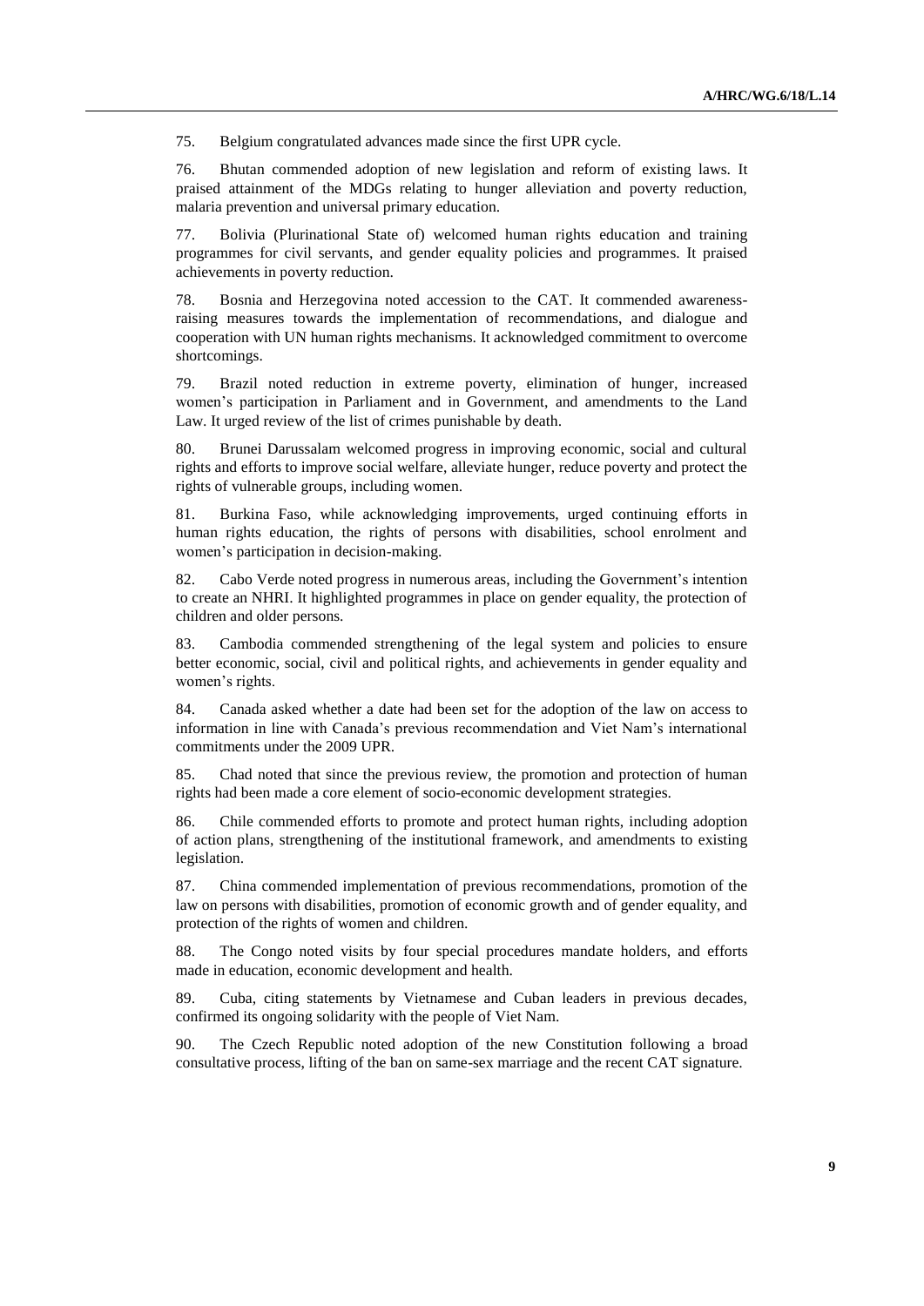75. Belgium congratulated advances made since the first UPR cycle.

76. Bhutan commended adoption of new legislation and reform of existing laws. It praised attainment of the MDGs relating to hunger alleviation and poverty reduction, malaria prevention and universal primary education.

77. Bolivia (Plurinational State of) welcomed human rights education and training programmes for civil servants, and gender equality policies and programmes. It praised achievements in poverty reduction.

78. Bosnia and Herzegovina noted accession to the CAT. It commended awareness-raising measures towards the implementation of recommendations, and dialogue and cooperation with UN human rights mechanisms. It acknowledged commitment to overcome shortcomings.

79. Brazil noted reduction in extreme poverty, elimination of hunger, increased women's participation in Parliament and in Government, and amendments to the Land Law. It urged review of the list of crimes punishable by death.

80. Brunei Darussalam welcomed progress in improving economic, social and cultural rights and efforts to improve social welfare, alleviate hunger, reduce poverty and protect the rights of vulnerable groups, including women.

81. Burkina Faso, while acknowledging improvements, urged continuing efforts in human rights education, the rights of persons with disabilities, school enrolment and women's participation in decision-making.

82. Cabo Verde noted progress in numerous areas, including the Government's intention to create an NHRI. It highlighted programmes in place on gender equality, the protection of children and older persons.

83. Cambodia commended strengthening of the legal system and policies to ensure better economic, social, civil and political rights, and achievements in gender equality and women's rights.

84. Canada asked whether a date had been set for the adoption of the law on access to information in line with Canada's previous recommendation and Viet Nam's international commitments under the 2009 UPR.

85. Chad noted that since the previous review, the promotion and protection of human rights had been made a core element of socio-economic development strategies.

86. Chile commended efforts to promote and protect human rights, including adoption of action plans, strengthening of the institutional framework, and amendments to existing legislation.

87. China commended implementation of previous recommendations, promotion of the law on persons with disabilities, promotion of economic growth and of gender equality, and protection of the rights of women and children.

88. The Congo noted visits by four special procedures mandate holders, and efforts made in education, economic development and health.

89. Cuba, citing statements by Vietnamese and Cuban leaders in previous decades, confirmed its ongoing solidarity with the people of Viet Nam.

90. The Czech Republic noted adoption of the new Constitution following a broad consultative process, lifting of the ban on same-sex marriage and the recent CAT signature.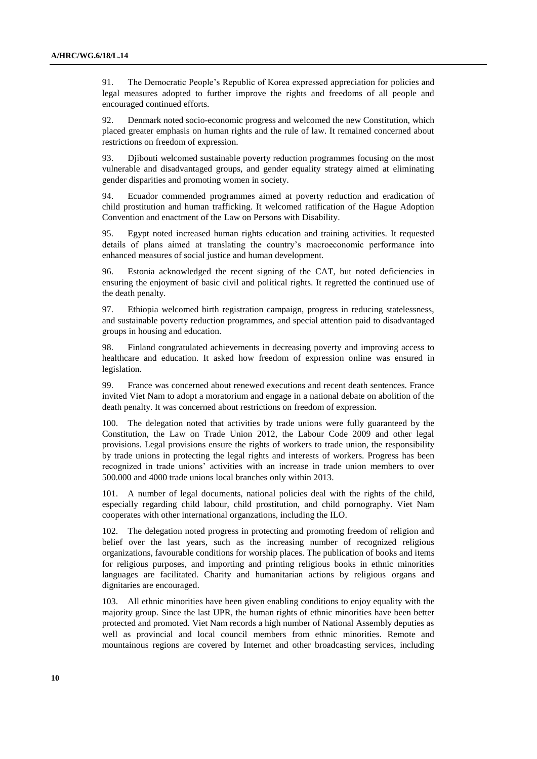91. The Democratic People's Republic of Korea expressed appreciation for policies and legal measures adopted to further improve the rights and freedoms of all people and encouraged continued efforts.

92. Denmark noted socio-economic progress and welcomed the new Constitution, which placed greater emphasis on human rights and the rule of law. It remained concerned about restrictions on freedom of expression.

93. Djibouti welcomed sustainable poverty reduction programmes focusing on the most vulnerable and disadvantaged groups, and gender equality strategy aimed at eliminating gender disparities and promoting women in society.

94. Ecuador commended programmes aimed at poverty reduction and eradication of child prostitution and human trafficking. It welcomed ratification of the Hague Adoption Convention and enactment of the Law on Persons with Disability.

95. Egypt noted increased human rights education and training activities. It requested details of plans aimed at translating the country's macroeconomic performance into enhanced measures of social justice and human development.

96. Estonia acknowledged the recent signing of the CAT, but noted deficiencies in ensuring the enjoyment of basic civil and political rights. It regretted the continued use of the death penalty.

97. Ethiopia welcomed birth registration campaign, progress in reducing statelessness, and sustainable poverty reduction programmes, and special attention paid to disadvantaged groups in housing and education.

98. Finland congratulated achievements in decreasing poverty and improving access to healthcare and education. It asked how freedom of expression online was ensured in legislation.

99. France was concerned about renewed executions and recent death sentences. France invited Viet Nam to adopt a moratorium and engage in a national debate on abolition of the death penalty. It was concerned about restrictions on freedom of expression.

100. The delegation noted that activities by trade unions were fully guaranteed by the Constitution, the Law on Trade Union 2012, the Labour Code 2009 and other legal provisions. Legal provisions ensure the rights of workers to trade union, the responsibility by trade unions in protecting the legal rights and interests of workers. Progress has been recognized in trade unions' activities with an increase in trade union members to over 500.000 and 4000 trade unions local branches only within 2013.

101. A number of legal documents, national policies deal with the rights of the child, especially regarding child labour, child prostitution, and child pornography. Viet Nam cooperates with other international organzations, including the ILO.

102. The delegation noted progress in protecting and promoting freedom of religion and belief over the last years, such as the increasing number of recognized religious organizations, favourable conditions for worship places. The publication of books and items for religious purposes, and importing and printing religious books in ethnic minorities languages are facilitated. Charity and humanitarian actions by religious organs and dignitaries are encouraged.

103. All ethnic minorities have been given enabling conditions to enjoy equality with the majority group. Since the last UPR, the human rights of ethnic minorities have been better protected and promoted. Viet Nam records a high number of National Assembly deputies as well as provincial and local council members from ethnic minorities. Remote and mountainous regions are covered by Internet and other broadcasting services, including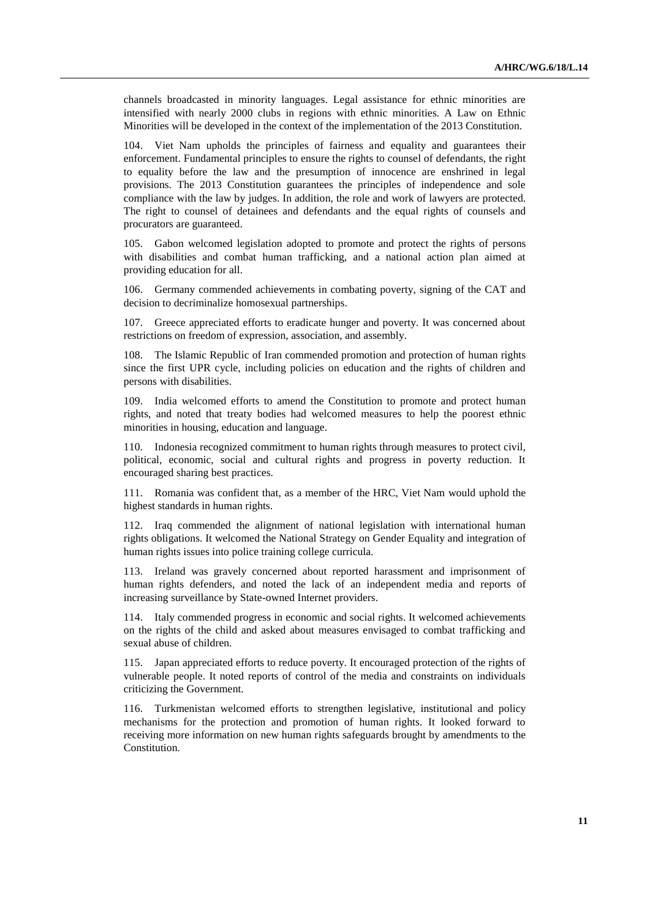channels broadcasted in minority languages. Legal assistance for ethnic minorities are intensified with nearly 2000 clubs in regions with ethnic minorities. A Law on Ethnic Minorities will be developed in the context of the implementation of the 2013 Constitution.

104. Viet Nam upholds the principles of fairness and equality and guarantees their enforcement. Fundamental principles to ensure the rights to counsel of defendants, the right to equality before the law and the presumption of innocence are enshrined in legal provisions. The 2013 Constitution guarantees the principles of independence and sole compliance with the law by judges. In addition, the role and work of lawyers are protected. The right to counsel of detainees and defendants and the equal rights of counsels and procurators are guaranteed.

105. Gabon welcomed legislation adopted to promote and protect the rights of persons with disabilities and combat human trafficking, and a national action plan aimed at providing education for all.

106. Germany commended achievements in combating poverty, signing of the CAT and decision to decriminalize homosexual partnerships.

107. Greece appreciated efforts to eradicate hunger and poverty. It was concerned about restrictions on freedom of expression, association, and assembly.

108. The Islamic Republic of Iran commended promotion and protection of human rights since the first UPR cycle, including policies on education and the rights of children and persons with disabilities.

109. India welcomed efforts to amend the Constitution to promote and protect human rights, and noted that treaty bodies had welcomed measures to help the poorest ethnic minorities in housing, education and language.

110. Indonesia recognized commitment to human rights through measures to protect civil, political, economic, social and cultural rights and progress in poverty reduction. It encouraged sharing best practices.

111. Romania was confident that, as a member of the HRC, Viet Nam would uphold the highest standards in human rights.

112. Iraq commended the alignment of national legislation with international human rights obligations. It welcomed the National Strategy on Gender Equality and integration of human rights issues into police training college curricula.

113. Ireland was gravely concerned about reported harassment and imprisonment of human rights defenders, and noted the lack of an independent media and reports of increasing surveillance by State-owned Internet providers.

114. Italy commended progress in economic and social rights. It welcomed achievements on the rights of the child and asked about measures envisaged to combat trafficking and sexual abuse of children.

115. Japan appreciated efforts to reduce poverty. It encouraged protection of the rights of vulnerable people. It noted reports of control of the media and constraints on individuals criticizing the Government.

116. Turkmenistan welcomed efforts to strengthen legislative, institutional and policy mechanisms for the protection and promotion of human rights. It looked forward to receiving more information on new human rights safeguards brought by amendments to the Constitution.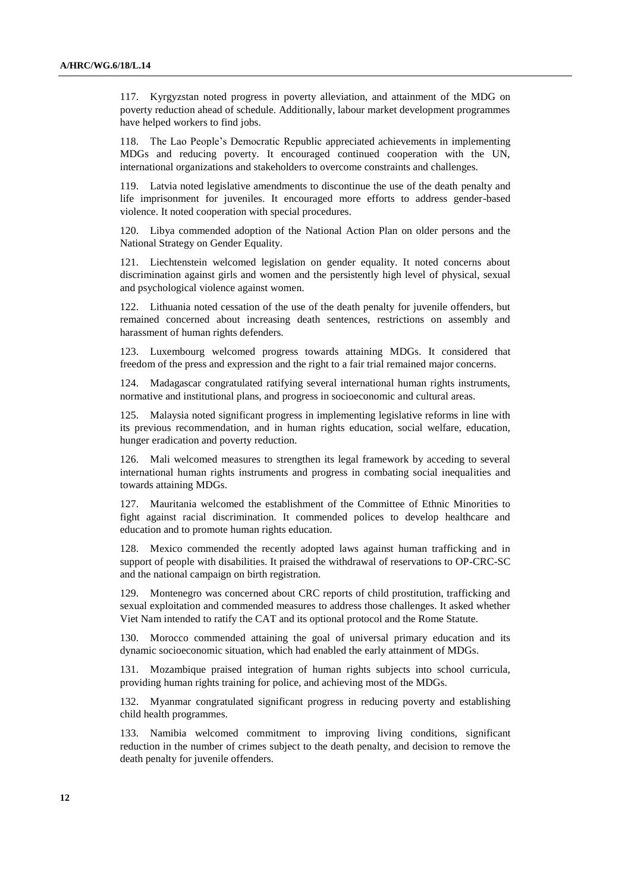117. Kyrgyzstan noted progress in poverty alleviation, and attainment of the MDG on poverty reduction ahead of schedule. Additionally, labour market development programmes have helped workers to find jobs.

118. The Lao People's Democratic Republic appreciated achievements in implementing MDGs and reducing poverty. It encouraged continued cooperation with the UN, international organizations and stakeholders to overcome constraints and challenges.

119. Latvia noted legislative amendments to discontinue the use of the death penalty and life imprisonment for juveniles. It encouraged more efforts to address gender-based violence. It noted cooperation with special procedures.

120. Libya commended adoption of the National Action Plan on older persons and the National Strategy on Gender Equality.

121. Liechtenstein welcomed legislation on gender equality. It noted concerns about discrimination against girls and women and the persistently high level of physical, sexual and psychological violence against women.

122. Lithuania noted cessation of the use of the death penalty for juvenile offenders, but remained concerned about increasing death sentences, restrictions on assembly and harassment of human rights defenders.

123. Luxembourg welcomed progress towards attaining MDGs. It considered that freedom of the press and expression and the right to a fair trial remained major concerns.

124. Madagascar congratulated ratifying several international human rights instruments, normative and institutional plans, and progress in socioeconomic and cultural areas.

125. Malaysia noted significant progress in implementing legislative reforms in line with its previous recommendation, and in human rights education, social welfare, education, hunger eradication and poverty reduction.

126. Mali welcomed measures to strengthen its legal framework by acceding to several international human rights instruments and progress in combating social inequalities and towards attaining MDGs.

127. Mauritania welcomed the establishment of the Committee of Ethnic Minorities to fight against racial discrimination. It commended polices to develop healthcare and education and to promote human rights education.

128. Mexico commended the recently adopted laws against human trafficking and in support of people with disabilities. It praised the withdrawal of reservations to OP-CRC-SC and the national campaign on birth registration.

129. Montenegro was concerned about CRC reports of child prostitution, trafficking and sexual exploitation and commended measures to address those challenges. It asked whether Viet Nam intended to ratify the CAT and its optional protocol and the Rome Statute.

130. Morocco commended attaining the goal of universal primary education and its dynamic socioeconomic situation, which had enabled the early attainment of MDGs.

131. Mozambique praised integration of human rights subjects into school curricula, providing human rights training for police, and achieving most of the MDGs.

132. Myanmar congratulated significant progress in reducing poverty and establishing child health programmes.

133. Namibia welcomed commitment to improving living conditions, significant reduction in the number of crimes subject to the death penalty, and decision to remove the death penalty for juvenile offenders.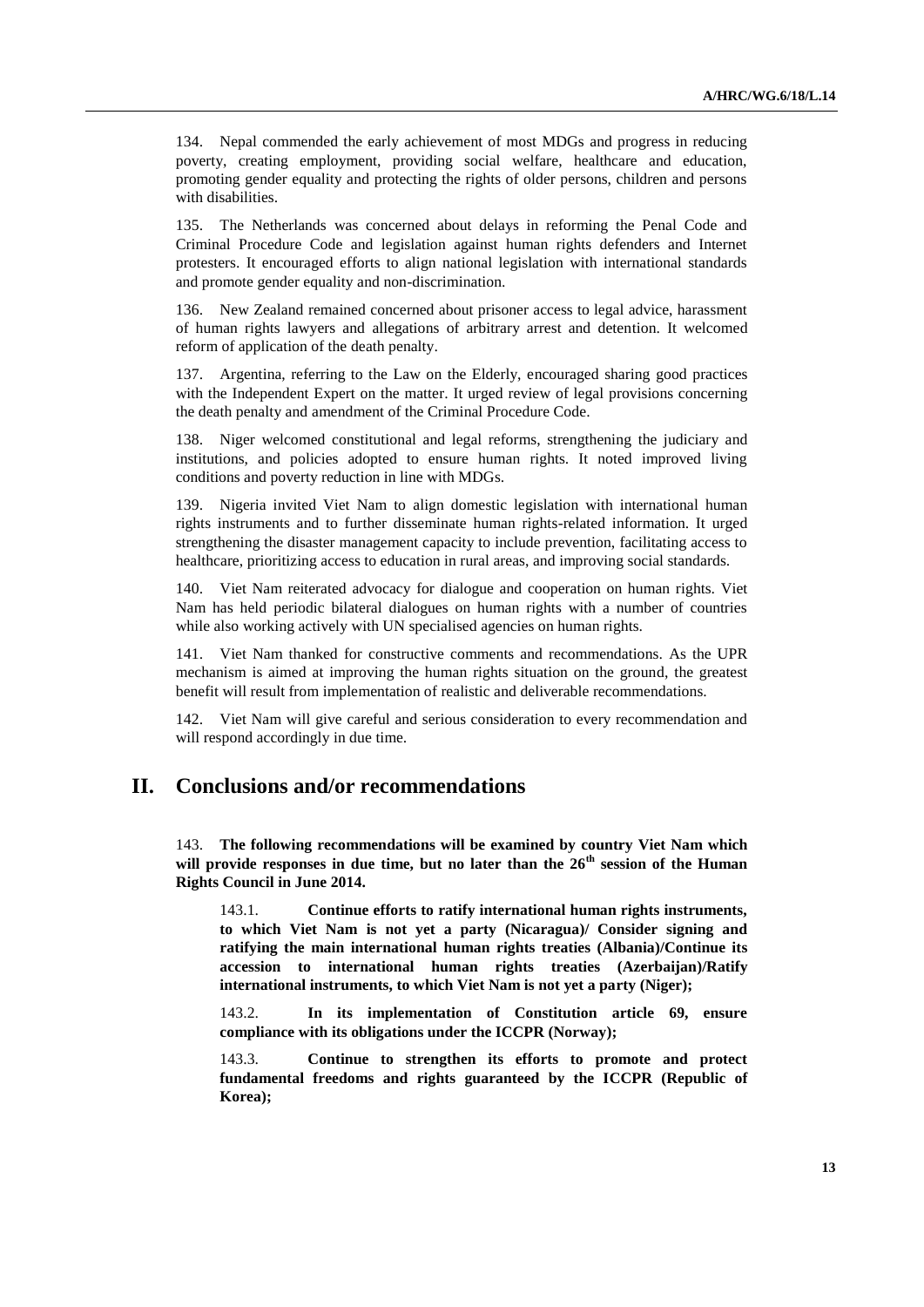134. Nepal commended the early achievement of most MDGs and progress in reducing poverty, creating employment, providing social welfare, healthcare and education, promoting gender equality and protecting the rights of older persons, children and persons with disabilities.

135. The Netherlands was concerned about delays in reforming the Penal Code and Criminal Procedure Code and legislation against human rights defenders and Internet protesters. It encouraged efforts to align national legislation with international standards and promote gender equality and non-discrimination.

136. New Zealand remained concerned about prisoner access to legal advice, harassment of human rights lawyers and allegations of arbitrary arrest and detention. It welcomed reform of application of the death penalty.

137. Argentina, referring to the Law on the Elderly, encouraged sharing good practices with the Independent Expert on the matter. It urged review of legal provisions concerning the death penalty and amendment of the Criminal Procedure Code.

138. Niger welcomed constitutional and legal reforms, strengthening the judiciary and institutions, and policies adopted to ensure human rights. It noted improved living conditions and poverty reduction in line with MDGs.

139. Nigeria invited Viet Nam to align domestic legislation with international human rights instruments and to further disseminate human rights-related information. It urged strengthening the disaster management capacity to include prevention, facilitating access to healthcare, prioritizing access to education in rural areas, and improving social standards.

140. Viet Nam reiterated advocacy for dialogue and cooperation on human rights. Viet Nam has held periodic bilateral dialogues on human rights with a number of countries while also working actively with UN specialised agencies on human rights.

141. Viet Nam thanked for constructive comments and recommendations. As the UPR mechanism is aimed at improving the human rights situation on the ground, the greatest benefit will result from implementation of realistic and deliverable recommendations.

142. Viet Nam will give careful and serious consideration to every recommendation and will respond accordingly in due time.

## II. Conclusions and/or recommendations

143. **The following recommendations will be examined by country Viet Nam which will provide responses in due time, but no later than the 26th session of the Human Rights Council in June 2014.**

> 143.1. **Continue efforts to ratify international human rights instruments, to which Viet Nam is not yet a party (Nicaragua)/ Consider signing and ratifying the main international human rights treaties (Albania)/Continue its accession to international human rights treaties (Azerbaijan)/Ratify international instruments, to which Viet Nam is not yet a party (Niger);**
>
> 143.2. **In its implementation of Constitution article 69, ensure compliance with its obligations under the ICCPR (Norway);**
>
> 143.3. **Continue to strengthen its efforts to promote and protect fundamental freedoms and rights guaranteed by the ICCPR (Republic of Korea);**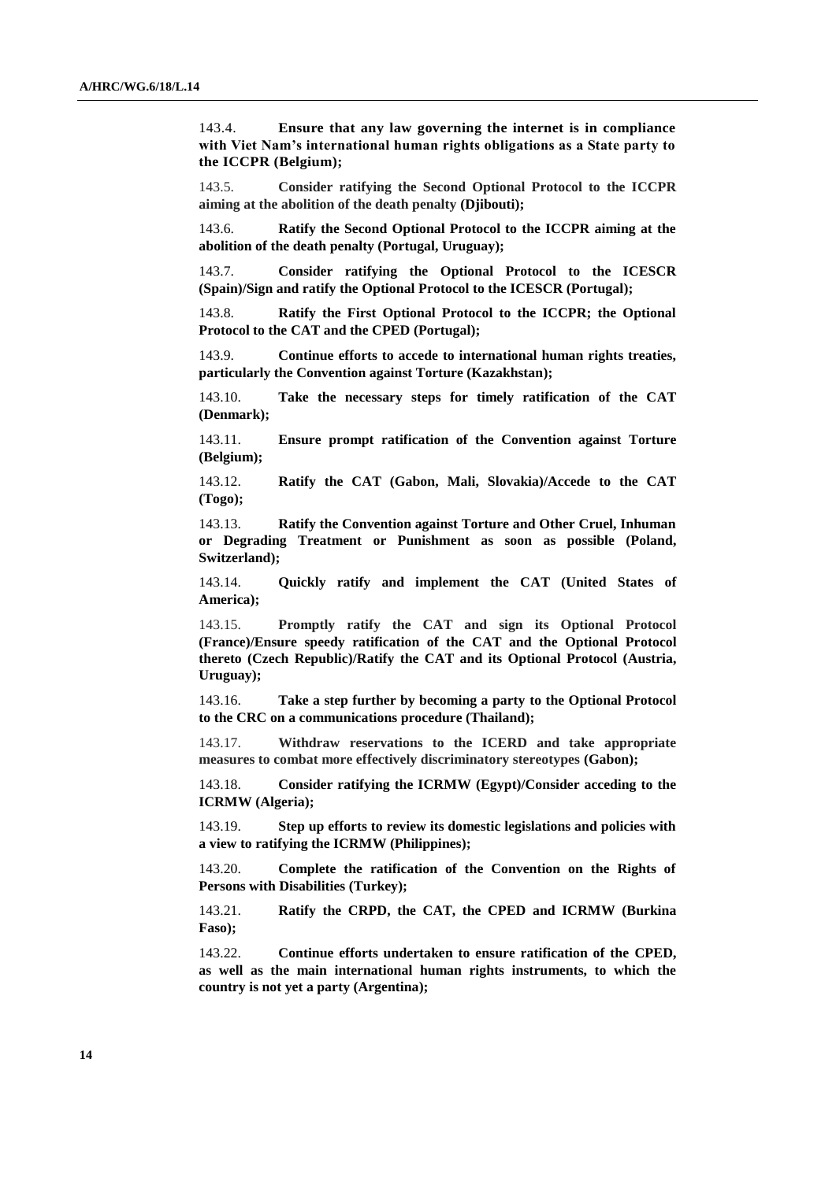143.4. **Ensure that any law governing the internet is in compliance with Viet Nam's international human rights obligations as a State party to the ICCPR (Belgium);**

143.5. **Consider ratifying the Second Optional Protocol to the ICCPR aiming at the abolition of the death penalty (Djibouti);**

143.6. **Ratify the Second Optional Protocol to the ICCPR aiming at the abolition of the death penalty (Portugal, Uruguay);**

143.7. **Consider ratifying the Optional Protocol to the ICESCR (Spain)/Sign and ratify the Optional Protocol to the ICESCR (Portugal);**

143.8. **Ratify the First Optional Protocol to the ICCPR; the Optional Protocol to the CAT and the CPED (Portugal);**

143.9. **Continue efforts to accede to international human rights treaties, particularly the Convention against Torture (Kazakhstan);**

143.10. **Take the necessary steps for timely ratification of the CAT (Denmark);**

143.11. **Ensure prompt ratification of the Convention against Torture (Belgium);**

143.12. **Ratify the CAT (Gabon, Mali, Slovakia)/Accede to the CAT (Togo);**

143.13. **Ratify the Convention against Torture and Other Cruel, Inhuman or Degrading Treatment or Punishment as soon as possible (Poland, Switzerland);**

143.14. **Quickly ratify and implement the CAT (United States of America);**

143.15. **Promptly ratify the CAT and sign its Optional Protocol (France)/Ensure speedy ratification of the CAT and the Optional Protocol thereto (Czech Republic)/Ratify the CAT and its Optional Protocol (Austria, Uruguay);**

143.16. **Take a step further by becoming a party to the Optional Protocol to the CRC on a communications procedure (Thailand);**

143.17. **Withdraw reservations to the ICERD and take appropriate measures to combat more effectively discriminatory stereotypes (Gabon);**

143.18. **Consider ratifying the ICRMW (Egypt)/Consider acceding to the ICRMW (Algeria);**

143.19. **Step up efforts to review its domestic legislations and policies with a view to ratifying the ICRMW (Philippines);**

143.20. **Complete the ratification of the Convention on the Rights of Persons with Disabilities (Turkey);**

143.21. **Ratify the CRPD, the CAT, the CPED and ICRMW (Burkina Faso);**

143.22. **Continue efforts undertaken to ensure ratification of the CPED, as well as the main international human rights instruments, to which the country is not yet a party (Argentina);**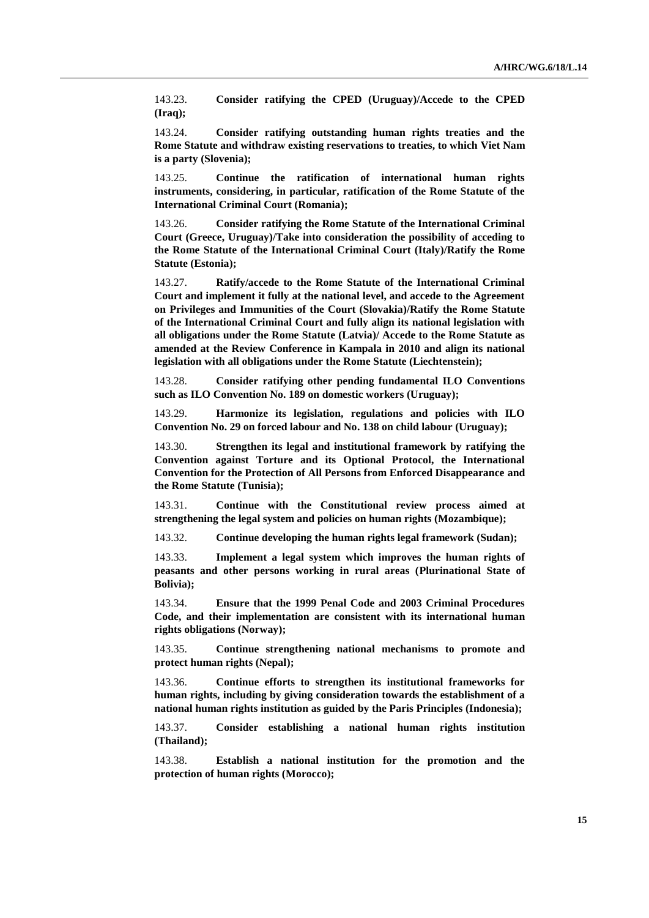143.23. **Consider ratifying the CPED (Uruguay)/Accede to the CPED (Iraq);**

143.24. **Consider ratifying outstanding human rights treaties and the Rome Statute and withdraw existing reservations to treaties, to which Viet Nam is a party (Slovenia);**

143.25. **Continue the ratification of international human rights instruments, considering, in particular, ratification of the Rome Statute of the International Criminal Court (Romania);**

143.26. **Consider ratifying the Rome Statute of the International Criminal Court (Greece, Uruguay)/Take into consideration the possibility of acceding to the Rome Statute of the International Criminal Court (Italy)/Ratify the Rome Statute (Estonia);**

143.27. **Ratify/accede to the Rome Statute of the International Criminal Court and implement it fully at the national level, and accede to the Agreement on Privileges and Immunities of the Court (Slovakia)/Ratify the Rome Statute of the International Criminal Court and fully align its national legislation with all obligations under the Rome Statute (Latvia)/ Accede to the Rome Statute as amended at the Review Conference in Kampala in 2010 and align its national legislation with all obligations under the Rome Statute (Liechtenstein);**

143.28. **Consider ratifying other pending fundamental ILO Conventions such as ILO Convention No. 189 on domestic workers (Uruguay);**

143.29. **Harmonize its legislation, regulations and policies with ILO Convention No. 29 on forced labour and No. 138 on child labour (Uruguay);**

143.30. **Strengthen its legal and institutional framework by ratifying the Convention against Torture and its Optional Protocol, the International Convention for the Protection of All Persons from Enforced Disappearance and the Rome Statute (Tunisia);**

143.31. **Continue with the Constitutional review process aimed at strengthening the legal system and policies on human rights (Mozambique);**

143.32. **Continue developing the human rights legal framework (Sudan);**

143.33. **Implement a legal system which improves the human rights of peasants and other persons working in rural areas (Plurinational State of Bolivia);**

143.34. **Ensure that the 1999 Penal Code and 2003 Criminal Procedures Code, and their implementation are consistent with its international human rights obligations (Norway);**

143.35. **Continue strengthening national mechanisms to promote and protect human rights (Nepal);**

143.36. **Continue efforts to strengthen its institutional frameworks for human rights, including by giving consideration towards the establishment of a national human rights institution as guided by the Paris Principles (Indonesia);**

143.37. **Consider establishing a national human rights institution (Thailand);**

143.38. **Establish a national institution for the promotion and the protection of human rights (Morocco);**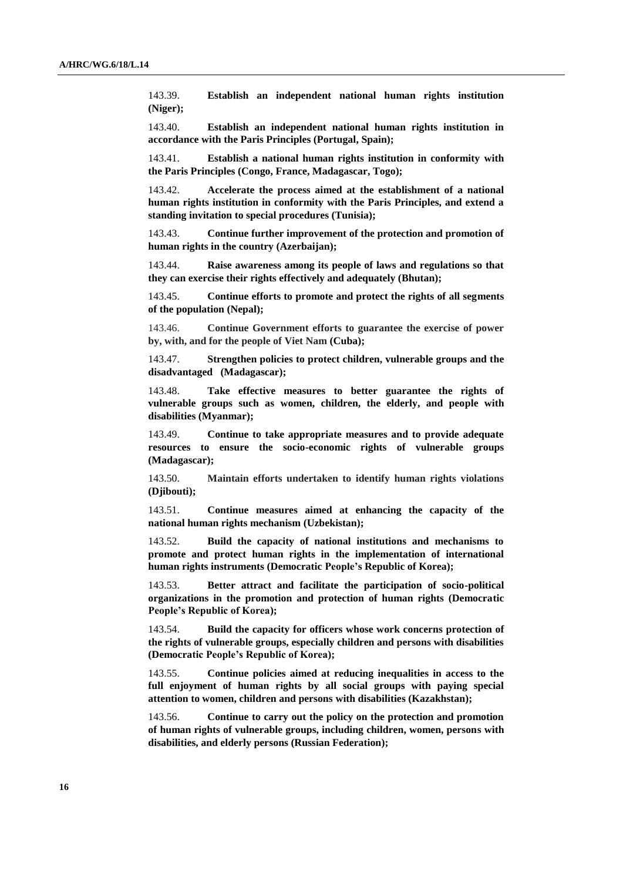143.39. **Establish an independent national human rights institution (Niger);**

143.40. **Establish an independent national human rights institution in accordance with the Paris Principles (Portugal, Spain);**

143.41. **Establish a national human rights institution in conformity with the Paris Principles (Congo, France, Madagascar, Togo);**

143.42. **Accelerate the process aimed at the establishment of a national human rights institution in conformity with the Paris Principles, and extend a standing invitation to special procedures (Tunisia);**

143.43. **Continue further improvement of the protection and promotion of human rights in the country (Azerbaijan);**

143.44. **Raise awareness among its people of laws and regulations so that they can exercise their rights effectively and adequately (Bhutan);**

143.45. **Continue efforts to promote and protect the rights of all segments of the population (Nepal);**

143.46. **Continue Government efforts to guarantee the exercise of power by, with, and for the people of Viet Nam (Cuba);**

143.47. **Strengthen policies to protect children, vulnerable groups and the disadvantaged (Madagascar);**

143.48. **Take effective measures to better guarantee the rights of vulnerable groups such as women, children, the elderly, and people with disabilities (Myanmar);**

143.49. **Continue to take appropriate measures and to provide adequate resources to ensure the socio-economic rights of vulnerable groups (Madagascar);**

143.50. **Maintain efforts undertaken to identify human rights violations (Djibouti);**

143.51. **Continue measures aimed at enhancing the capacity of the national human rights mechanism (Uzbekistan);**

143.52. **Build the capacity of national institutions and mechanisms to promote and protect human rights in the implementation of international human rights instruments (Democratic People's Republic of Korea);**

143.53. **Better attract and facilitate the participation of socio-political organizations in the promotion and protection of human rights (Democratic People's Republic of Korea);**

143.54. **Build the capacity for officers whose work concerns protection of the rights of vulnerable groups, especially children and persons with disabilities (Democratic People's Republic of Korea);**

143.55. **Continue policies aimed at reducing inequalities in access to the full enjoyment of human rights by all social groups with paying special attention to women, children and persons with disabilities (Kazakhstan);**

143.56. **Continue to carry out the policy on the protection and promotion of human rights of vulnerable groups, including children, women, persons with disabilities, and elderly persons (Russian Federation);**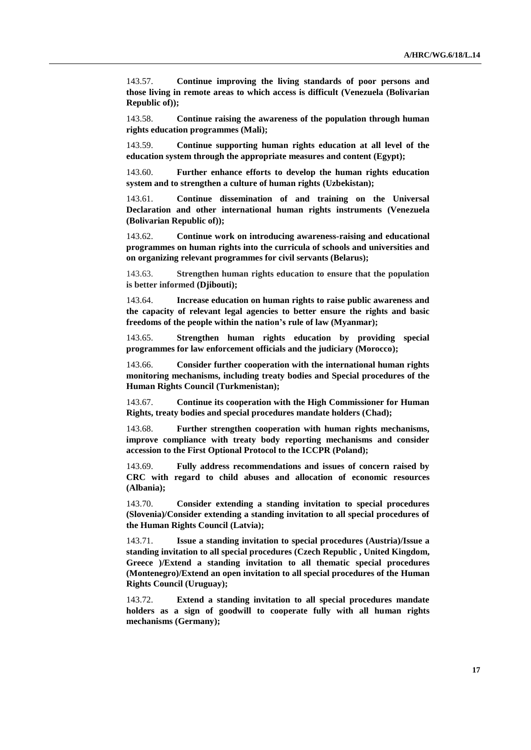143.57. **Continue improving the living standards of poor persons and those living in remote areas to which access is difficult (Venezuela (Bolivarian Republic of));**

143.58. **Continue raising the awareness of the population through human rights education programmes (Mali);**

143.59. **Continue supporting human rights education at all level of the education system through the appropriate measures and content (Egypt);**

143.60. **Further enhance efforts to develop the human rights education system and to strengthen a culture of human rights (Uzbekistan);**

143.61. **Continue dissemination of and training on the Universal Declaration and other international human rights instruments (Venezuela (Bolivarian Republic of));**

143.62. **Continue work on introducing awareness-raising and educational programmes on human rights into the curricula of schools and universities and on organizing relevant programmes for civil servants (Belarus);**

143.63. **Strengthen human rights education to ensure that the population is better informed (Djibouti);**

143.64. **Increase education on human rights to raise public awareness and the capacity of relevant legal agencies to better ensure the rights and basic freedoms of the people within the nation's rule of law (Myanmar);**

143.65. **Strengthen human rights education by providing special programmes for law enforcement officials and the judiciary (Morocco);**

143.66. **Consider further cooperation with the international human rights monitoring mechanisms, including treaty bodies and Special procedures of the Human Rights Council (Turkmenistan);**

143.67. **Continue its cooperation with the High Commissioner for Human Rights, treaty bodies and special procedures mandate holders (Chad);**

143.68. **Further strengthen cooperation with human rights mechanisms, improve compliance with treaty body reporting mechanisms and consider accession to the First Optional Protocol to the ICCPR (Poland);**

143.69. **Fully address recommendations and issues of concern raised by CRC with regard to child abuses and allocation of economic resources (Albania);**

143.70. **Consider extending a standing invitation to special procedures (Slovenia)/Consider extending a standing invitation to all special procedures of the Human Rights Council (Latvia);**

143.71. **Issue a standing invitation to special procedures (Austria)/Issue a standing invitation to all special procedures (Czech Republic , United Kingdom, Greece )/Extend a standing invitation to all thematic special procedures (Montenegro)/Extend an open invitation to all special procedures of the Human Rights Council (Uruguay);**

143.72. **Extend a standing invitation to all special procedures mandate holders as a sign of goodwill to cooperate fully with all human rights mechanisms (Germany);**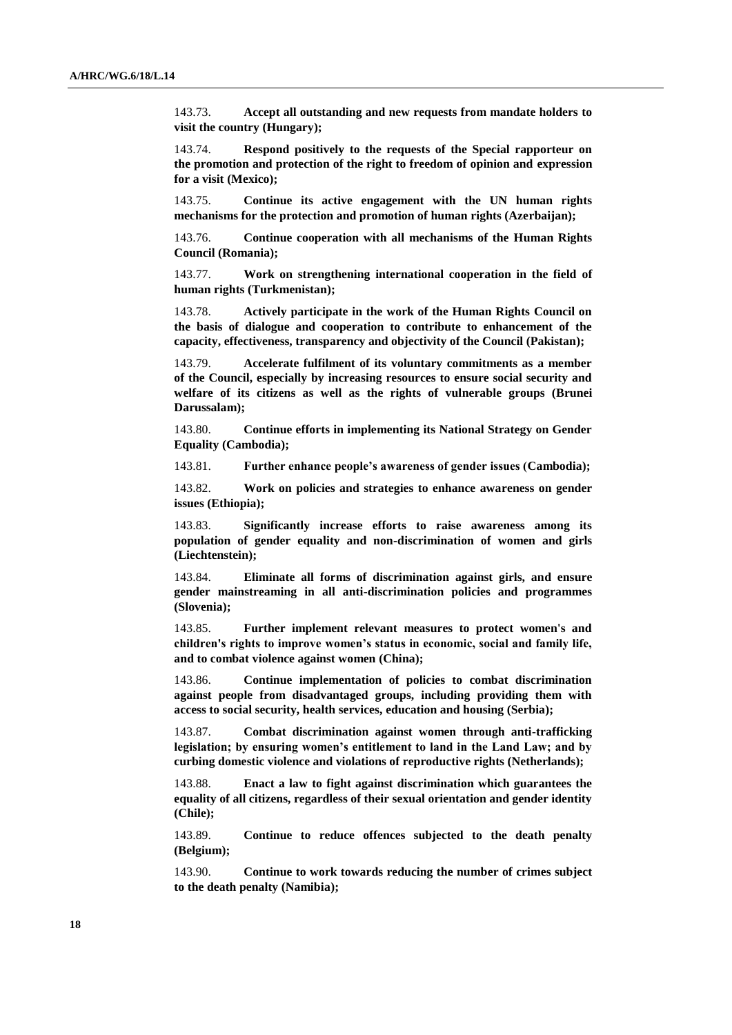143.73. **Accept all outstanding and new requests from mandate holders to visit the country (Hungary);**

143.74. **Respond positively to the requests of the Special rapporteur on the promotion and protection of the right to freedom of opinion and expression for a visit (Mexico);**

143.75. **Continue its active engagement with the UN human rights mechanisms for the protection and promotion of human rights (Azerbaijan);**

143.76. **Continue cooperation with all mechanisms of the Human Rights Council (Romania);**

143.77. **Work on strengthening international cooperation in the field of human rights (Turkmenistan);**

143.78. **Actively participate in the work of the Human Rights Council on the basis of dialogue and cooperation to contribute to enhancement of the capacity, effectiveness, transparency and objectivity of the Council (Pakistan);**

143.79. **Accelerate fulfilment of its voluntary commitments as a member of the Council, especially by increasing resources to ensure social security and welfare of its citizens as well as the rights of vulnerable groups (Brunei Darussalam);**

143.80. **Continue efforts in implementing its National Strategy on Gender Equality (Cambodia);**

143.81. **Further enhance people's awareness of gender issues (Cambodia);**

143.82. **Work on policies and strategies to enhance awareness on gender issues (Ethiopia);**

143.83. **Significantly increase efforts to raise awareness among its population of gender equality and non-discrimination of women and girls (Liechtenstein);**

143.84. **Eliminate all forms of discrimination against girls, and ensure gender mainstreaming in all anti-discrimination policies and programmes (Slovenia);**

143.85. **Further implement relevant measures to protect women's and children's rights to improve women's status in economic, social and family life, and to combat violence against women (China);**

143.86. **Continue implementation of policies to combat discrimination against people from disadvantaged groups, including providing them with access to social security, health services, education and housing (Serbia);**

143.87. **Combat discrimination against women through anti-trafficking legislation; by ensuring women's entitlement to land in the Land Law; and by curbing domestic violence and violations of reproductive rights (Netherlands);**

143.88. **Enact a law to fight against discrimination which guarantees the equality of all citizens, regardless of their sexual orientation and gender identity (Chile);**

143.89. **Continue to reduce offences subjected to the death penalty (Belgium);**

143.90. **Continue to work towards reducing the number of crimes subject to the death penalty (Namibia);**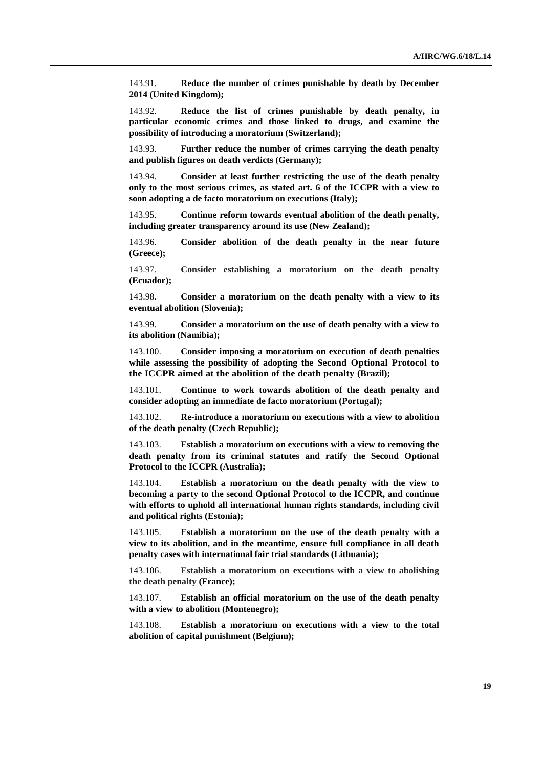143.91. **Reduce the number of crimes punishable by death by December 2014 (United Kingdom);**

143.92. **Reduce the list of crimes punishable by death penalty, in particular economic crimes and those linked to drugs, and examine the possibility of introducing a moratorium (Switzerland);**

143.93. **Further reduce the number of crimes carrying the death penalty and publish figures on death verdicts (Germany);**

143.94. **Consider at least further restricting the use of the death penalty only to the most serious crimes, as stated art. 6 of the ICCPR with a view to soon adopting a de facto moratorium on executions (Italy);**

143.95. **Continue reform towards eventual abolition of the death penalty, including greater transparency around its use (New Zealand);**

143.96. **Consider abolition of the death penalty in the near future (Greece);**

143.97. **Consider establishing a moratorium on the death penalty (Ecuador);**

143.98. **Consider a moratorium on the death penalty with a view to its eventual abolition (Slovenia);**

143.99. **Consider a moratorium on the use of death penalty with a view to its abolition (Namibia);**

143.100. **Consider imposing a moratorium on execution of death penalties while assessing the possibility of adopting the Second Optional Protocol to the ICCPR aimed at the abolition of the death penalty (Brazil);**

143.101. **Continue to work towards abolition of the death penalty and consider adopting an immediate de facto moratorium (Portugal);**

143.102. **Re-introduce a moratorium on executions with a view to abolition of the death penalty (Czech Republic);**

143.103. **Establish a moratorium on executions with a view to removing the death penalty from its criminal statutes and ratify the Second Optional Protocol to the ICCPR (Australia);**

143.104. **Establish a moratorium on the death penalty with the view to becoming a party to the second Optional Protocol to the ICCPR, and continue with efforts to uphold all international human rights standards, including civil and political rights (Estonia);**

143.105. **Establish a moratorium on the use of the death penalty with a view to its abolition, and in the meantime, ensure full compliance in all death penalty cases with international fair trial standards (Lithuania);**

143.106. **Establish a moratorium on executions with a view to abolishing the death penalty (France);**

143.107. **Establish an official moratorium on the use of the death penalty with a view to abolition (Montenegro);**

143.108. **Establish a moratorium on executions with a view to the total abolition of capital punishment (Belgium);**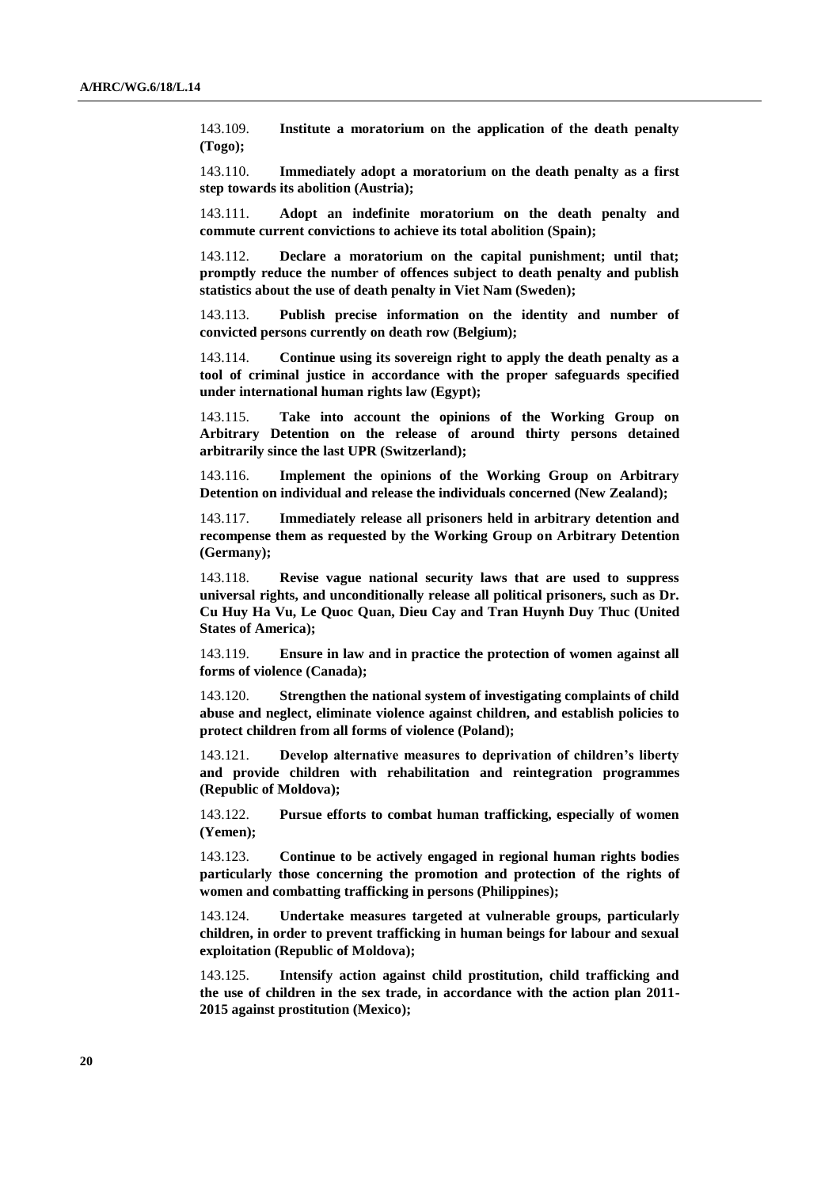143.109. **Institute a moratorium on the application of the death penalty (Togo);**

143.110. **Immediately adopt a moratorium on the death penalty as a first step towards its abolition (Austria);**

143.111. **Adopt an indefinite moratorium on the death penalty and commute current convictions to achieve its total abolition (Spain);**

143.112. **Declare a moratorium on the capital punishment; until that; promptly reduce the number of offences subject to death penalty and publish statistics about the use of death penalty in Viet Nam (Sweden);**

143.113. **Publish precise information on the identity and number of convicted persons currently on death row (Belgium);**

143.114. **Continue using its sovereign right to apply the death penalty as a tool of criminal justice in accordance with the proper safeguards specified under international human rights law (Egypt);**

143.115. **Take into account the opinions of the Working Group on Arbitrary Detention on the release of around thirty persons detained arbitrarily since the last UPR (Switzerland);**

143.116. **Implement the opinions of the Working Group on Arbitrary Detention on individual and release the individuals concerned (New Zealand);**

143.117. **Immediately release all prisoners held in arbitrary detention and recompense them as requested by the Working Group on Arbitrary Detention (Germany);**

143.118. **Revise vague national security laws that are used to suppress universal rights, and unconditionally release all political prisoners, such as Dr. Cu Huy Ha Vu, Le Quoc Quan, Dieu Cay and Tran Huynh Duy Thuc (United States of America);**

143.119. **Ensure in law and in practice the protection of women against all forms of violence (Canada);**

143.120. **Strengthen the national system of investigating complaints of child abuse and neglect, eliminate violence against children, and establish policies to protect children from all forms of violence (Poland);**

143.121. **Develop alternative measures to deprivation of children's liberty and provide children with rehabilitation and reintegration programmes (Republic of Moldova);**

143.122. **Pursue efforts to combat human trafficking, especially of women (Yemen);**

143.123. **Continue to be actively engaged in regional human rights bodies particularly those concerning the promotion and protection of the rights of women and combatting trafficking in persons (Philippines);**

143.124. **Undertake measures targeted at vulnerable groups, particularly children, in order to prevent trafficking in human beings for labour and sexual exploitation (Republic of Moldova);**

143.125. **Intensify action against child prostitution, child trafficking and the use of children in the sex trade, in accordance with the action plan 2011-2015 against prostitution (Mexico);**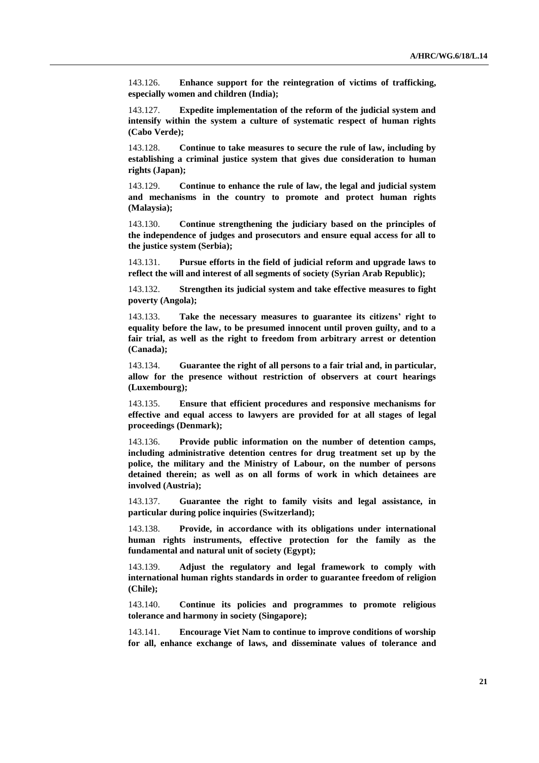143.126. **Enhance support for the reintegration of victims of trafficking, especially women and children (India);**

143.127. **Expedite implementation of the reform of the judicial system and intensify within the system a culture of systematic respect of human rights (Cabo Verde);**

143.128. **Continue to take measures to secure the rule of law, including by establishing a criminal justice system that gives due consideration to human rights (Japan);**

143.129. **Continue to enhance the rule of law, the legal and judicial system and mechanisms in the country to promote and protect human rights (Malaysia);**

143.130. **Continue strengthening the judiciary based on the principles of the independence of judges and prosecutors and ensure equal access for all to the justice system (Serbia);**

143.131. **Pursue efforts in the field of judicial reform and upgrade laws to reflect the will and interest of all segments of society (Syrian Arab Republic);**

143.132. **Strengthen its judicial system and take effective measures to fight poverty (Angola);**

143.133. **Take the necessary measures to guarantee its citizens' right to equality before the law, to be presumed innocent until proven guilty, and to a fair trial, as well as the right to freedom from arbitrary arrest or detention (Canada);**

143.134. **Guarantee the right of all persons to a fair trial and, in particular, allow for the presence without restriction of observers at court hearings (Luxembourg);**

143.135. **Ensure that efficient procedures and responsive mechanisms for effective and equal access to lawyers are provided for at all stages of legal proceedings (Denmark);**

143.136. **Provide public information on the number of detention camps, including administrative detention centres for drug treatment set up by the police, the military and the Ministry of Labour, on the number of persons detained therein; as well as on all forms of work in which detainees are involved (Austria);**

143.137. **Guarantee the right to family visits and legal assistance, in particular during police inquiries (Switzerland);**

143.138. **Provide, in accordance with its obligations under international human rights instruments, effective protection for the family as the fundamental and natural unit of society (Egypt);**

143.139. **Adjust the regulatory and legal framework to comply with international human rights standards in order to guarantee freedom of religion (Chile);**

143.140. **Continue its policies and programmes to promote religious tolerance and harmony in society (Singapore);**

143.141. **Encourage Viet Nam to continue to improve conditions of worship for all, enhance exchange of laws, and disseminate values of tolerance and**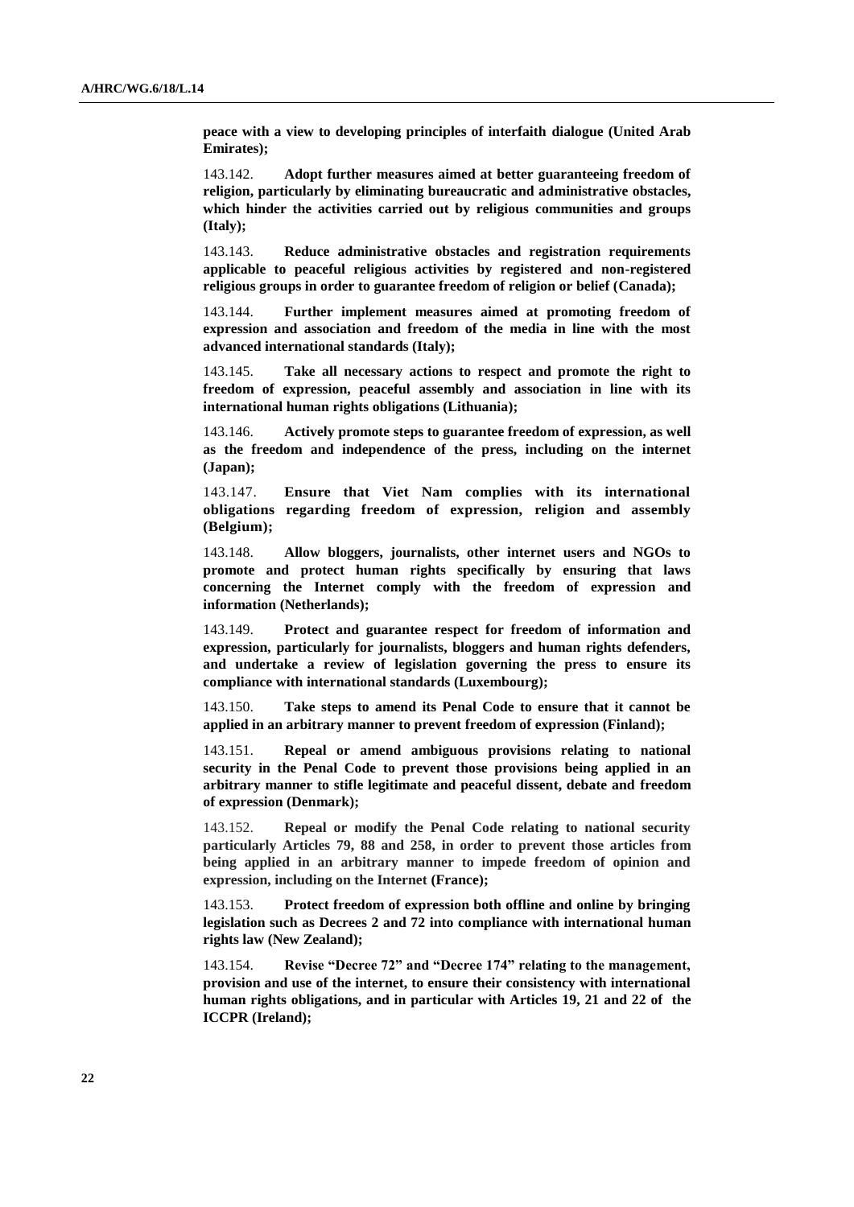**peace with a view to developing principles of interfaith dialogue (United Arab Emirates);**

143.142. **Adopt further measures aimed at better guaranteeing freedom of religion, particularly by eliminating bureaucratic and administrative obstacles, which hinder the activities carried out by religious communities and groups (Italy);**

143.143. **Reduce administrative obstacles and registration requirements applicable to peaceful religious activities by registered and non-registered religious groups in order to guarantee freedom of religion or belief (Canada);**

143.144. **Further implement measures aimed at promoting freedom of expression and association and freedom of the media in line with the most advanced international standards (Italy);**

143.145. **Take all necessary actions to respect and promote the right to freedom of expression, peaceful assembly and association in line with its international human rights obligations (Lithuania);**

143.146. **Actively promote steps to guarantee freedom of expression, as well as the freedom and independence of the press, including on the internet (Japan);**

143.147. **Ensure that Viet Nam complies with its international obligations regarding freedom of expression, religion and assembly (Belgium);**

143.148. **Allow bloggers, journalists, other internet users and NGOs to promote and protect human rights specifically by ensuring that laws concerning the Internet comply with the freedom of expression and information (Netherlands);**

143.149. **Protect and guarantee respect for freedom of information and expression, particularly for journalists, bloggers and human rights defenders, and undertake a review of legislation governing the press to ensure its compliance with international standards (Luxembourg);**

143.150. **Take steps to amend its Penal Code to ensure that it cannot be applied in an arbitrary manner to prevent freedom of expression (Finland);**

143.151. **Repeal or amend ambiguous provisions relating to national security in the Penal Code to prevent those provisions being applied in an arbitrary manner to stifle legitimate and peaceful dissent, debate and freedom of expression (Denmark);**

143.152. **Repeal or modify the Penal Code relating to national security particularly Articles 79, 88 and 258, in order to prevent those articles from being applied in an arbitrary manner to impede freedom of opinion and expression, including on the Internet (France);**

143.153. **Protect freedom of expression both offline and online by bringing legislation such as Decrees 2 and 72 into compliance with international human rights law (New Zealand);**

143.154. **Revise "Decree 72" and "Decree 174" relating to the management, provision and use of the internet, to ensure their consistency with international human rights obligations, and in particular with Articles 19, 21 and 22 of the ICCPR (Ireland);**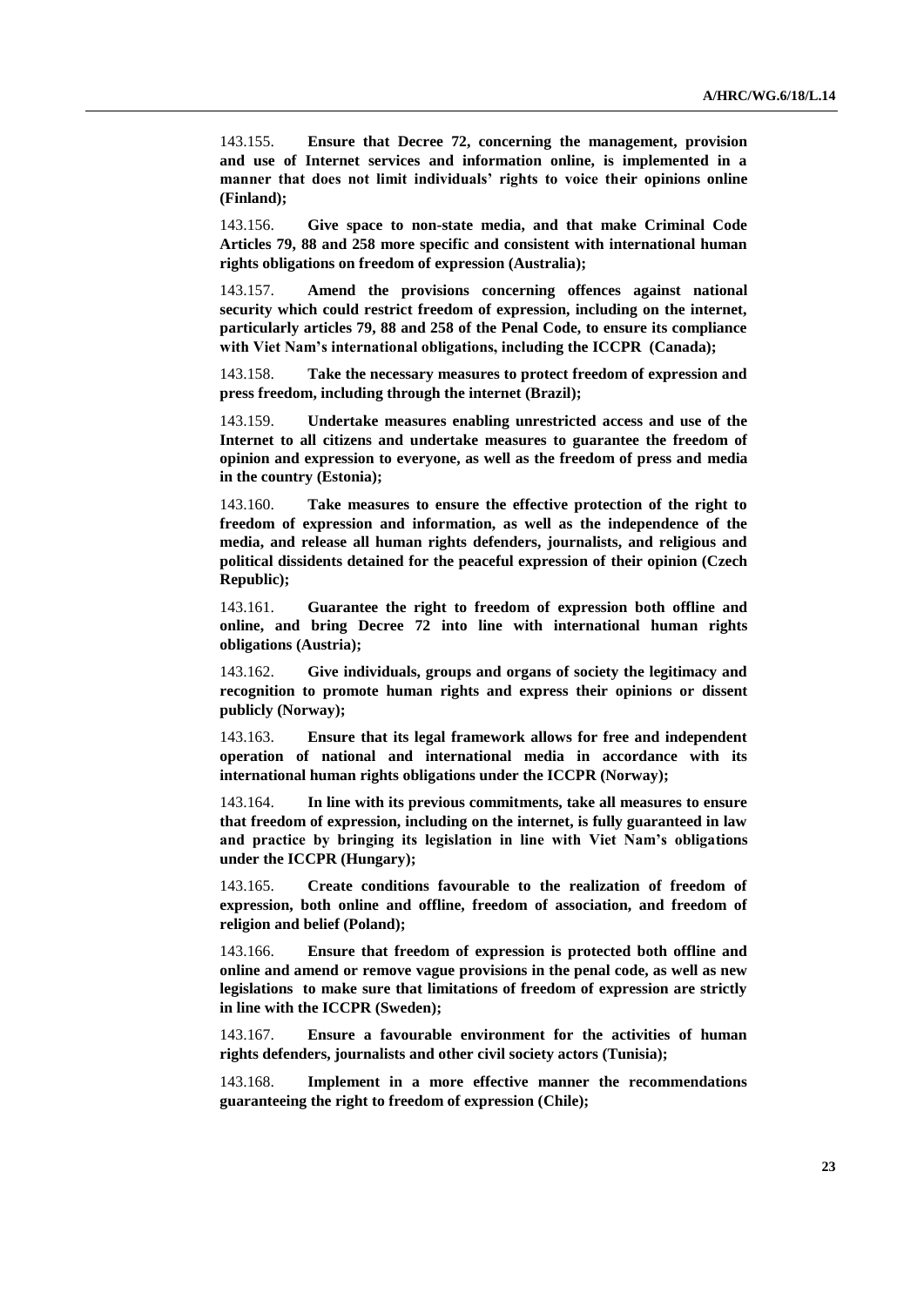143.155. **Ensure that Decree 72, concerning the management, provision and use of Internet services and information online, is implemented in a manner that does not limit individuals' rights to voice their opinions online (Finland);**

143.156. **Give space to non-state media, and that make Criminal Code Articles 79, 88 and 258 more specific and consistent with international human rights obligations on freedom of expression (Australia);**

143.157. **Amend the provisions concerning offences against national security which could restrict freedom of expression, including on the internet, particularly articles 79, 88 and 258 of the Penal Code, to ensure its compliance with Viet Nam's international obligations, including the ICCPR (Canada);**

143.158. **Take the necessary measures to protect freedom of expression and press freedom, including through the internet (Brazil);**

143.159. **Undertake measures enabling unrestricted access and use of the Internet to all citizens and undertake measures to guarantee the freedom of opinion and expression to everyone, as well as the freedom of press and media in the country (Estonia);**

143.160. **Take measures to ensure the effective protection of the right to freedom of expression and information, as well as the independence of the media, and release all human rights defenders, journalists, and religious and political dissidents detained for the peaceful expression of their opinion (Czech Republic);**

143.161. **Guarantee the right to freedom of expression both offline and online, and bring Decree 72 into line with international human rights obligations (Austria);**

143.162. **Give individuals, groups and organs of society the legitimacy and recognition to promote human rights and express their opinions or dissent publicly (Norway);**

143.163. **Ensure that its legal framework allows for free and independent operation of national and international media in accordance with its international human rights obligations under the ICCPR (Norway);**

143.164. **In line with its previous commitments, take all measures to ensure that freedom of expression, including on the internet, is fully guaranteed in law and practice by bringing its legislation in line with Viet Nam's obligations under the ICCPR (Hungary);**

143.165. **Create conditions favourable to the realization of freedom of expression, both online and offline, freedom of association, and freedom of religion and belief (Poland);**

143.166. **Ensure that freedom of expression is protected both offline and online and amend or remove vague provisions in the penal code, as well as new legislations to make sure that limitations of freedom of expression are strictly in line with the ICCPR (Sweden);**

143.167. **Ensure a favourable environment for the activities of human rights defenders, journalists and other civil society actors (Tunisia);**

143.168. **Implement in a more effective manner the recommendations guaranteeing the right to freedom of expression (Chile);**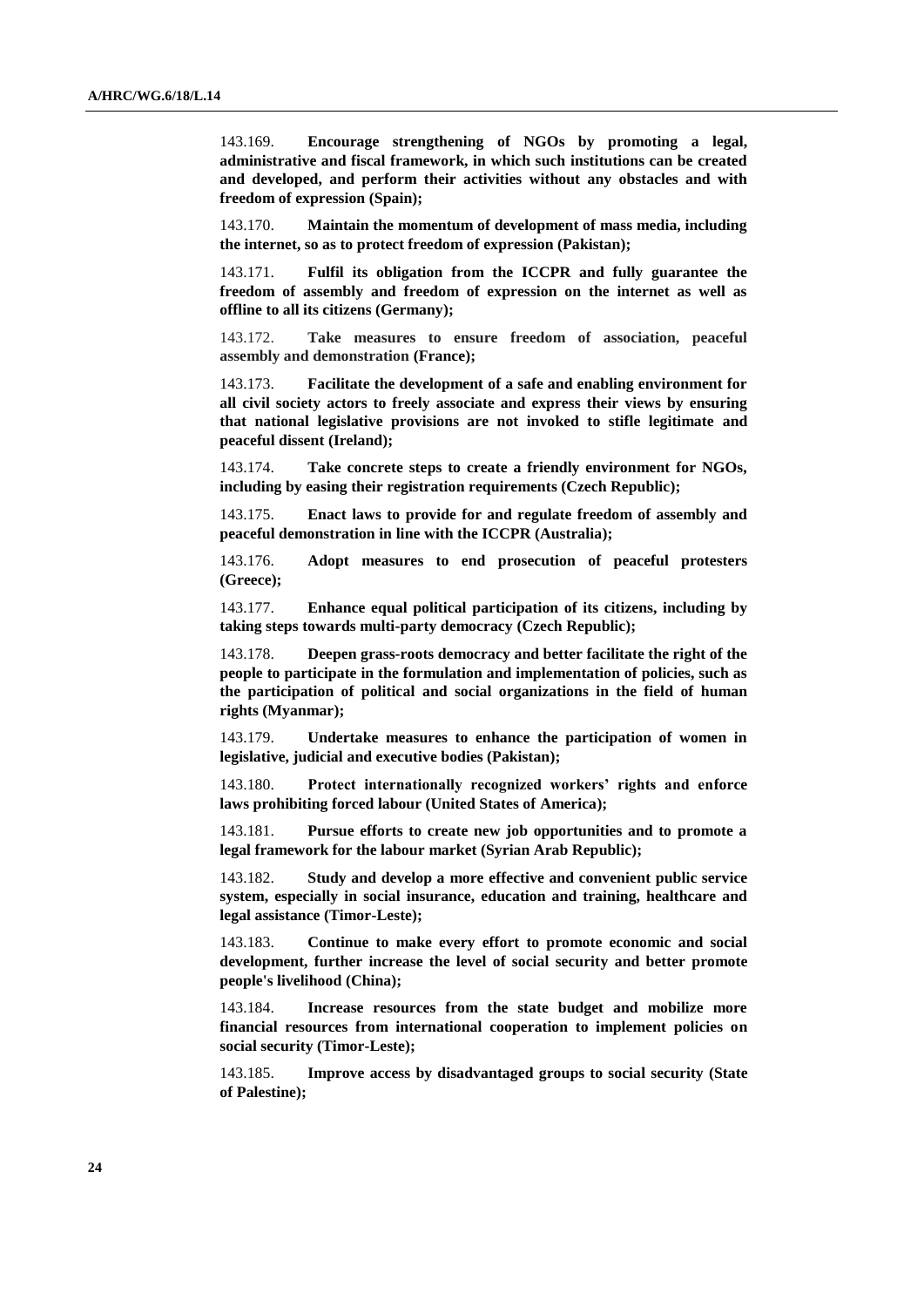143.169. **Encourage strengthening of NGOs by promoting a legal, administrative and fiscal framework, in which such institutions can be created and developed, and perform their activities without any obstacles and with freedom of expression (Spain);**

143.170. **Maintain the momentum of development of mass media, including the internet, so as to protect freedom of expression (Pakistan);**

143.171. **Fulfil its obligation from the ICCPR and fully guarantee the freedom of assembly and freedom of expression on the internet as well as offline to all its citizens (Germany);**

143.172. **Take measures to ensure freedom of association, peaceful assembly and demonstration (France);**

143.173. **Facilitate the development of a safe and enabling environment for all civil society actors to freely associate and express their views by ensuring that national legislative provisions are not invoked to stifle legitimate and peaceful dissent (Ireland);**

143.174. **Take concrete steps to create a friendly environment for NGOs, including by easing their registration requirements (Czech Republic);**

143.175. **Enact laws to provide for and regulate freedom of assembly and peaceful demonstration in line with the ICCPR (Australia);**

143.176. **Adopt measures to end prosecution of peaceful protesters (Greece);**

143.177. **Enhance equal political participation of its citizens, including by taking steps towards multi-party democracy (Czech Republic);**

143.178. **Deepen grass-roots democracy and better facilitate the right of the people to participate in the formulation and implementation of policies, such as the participation of political and social organizations in the field of human rights (Myanmar);**

143.179. **Undertake measures to enhance the participation of women in legislative, judicial and executive bodies (Pakistan);**

143.180. **Protect internationally recognized workers' rights and enforce laws prohibiting forced labour (United States of America);**

143.181. **Pursue efforts to create new job opportunities and to promote a legal framework for the labour market (Syrian Arab Republic);**

143.182. **Study and develop a more effective and convenient public service system, especially in social insurance, education and training, healthcare and legal assistance (Timor-Leste);**

143.183. **Continue to make every effort to promote economic and social development, further increase the level of social security and better promote people's livelihood (China);**

143.184. **Increase resources from the state budget and mobilize more financial resources from international cooperation to implement policies on social security (Timor-Leste);**

143.185. **Improve access by disadvantaged groups to social security (State of Palestine);**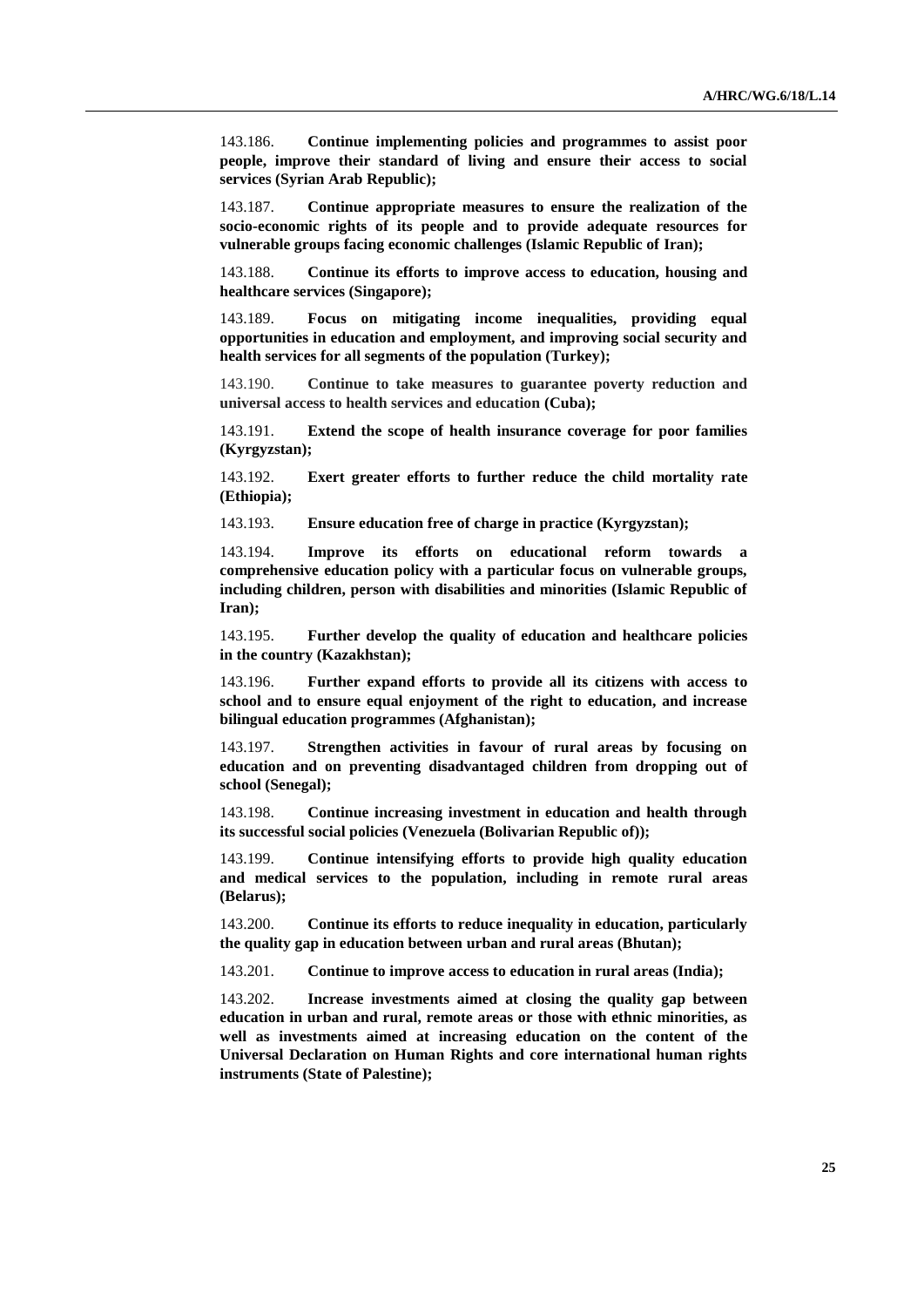143.186. **Continue implementing policies and programmes to assist poor people, improve their standard of living and ensure their access to social services (Syrian Arab Republic);**

143.187. **Continue appropriate measures to ensure the realization of the socio-economic rights of its people and to provide adequate resources for vulnerable groups facing economic challenges (Islamic Republic of Iran);**

143.188. **Continue its efforts to improve access to education, housing and healthcare services (Singapore);**

143.189. **Focus on mitigating income inequalities, providing equal opportunities in education and employment, and improving social security and health services for all segments of the population (Turkey);**

143.190. **Continue to take measures to guarantee poverty reduction and universal access to health services and education (Cuba);**

143.191. **Extend the scope of health insurance coverage for poor families (Kyrgyzstan);**

143.192. **Exert greater efforts to further reduce the child mortality rate (Ethiopia);**

143.193. **Ensure education free of charge in practice (Kyrgyzstan);**

143.194. **Improve its efforts on educational reform towards a comprehensive education policy with a particular focus on vulnerable groups, including children, person with disabilities and minorities (Islamic Republic of Iran);**

143.195. **Further develop the quality of education and healthcare policies in the country (Kazakhstan);**

143.196. **Further expand efforts to provide all its citizens with access to school and to ensure equal enjoyment of the right to education, and increase bilingual education programmes (Afghanistan);**

143.197. **Strengthen activities in favour of rural areas by focusing on education and on preventing disadvantaged children from dropping out of school (Senegal);**

143.198. **Continue increasing investment in education and health through its successful social policies (Venezuela (Bolivarian Republic of));**

143.199. **Continue intensifying efforts to provide high quality education and medical services to the population, including in remote rural areas (Belarus);**

143.200. **Continue its efforts to reduce inequality in education, particularly the quality gap in education between urban and rural areas (Bhutan);**

143.201. **Continue to improve access to education in rural areas (India);**

143.202. **Increase investments aimed at closing the quality gap between education in urban and rural, remote areas or those with ethnic minorities, as well as investments aimed at increasing education on the content of the Universal Declaration on Human Rights and core international human rights instruments (State of Palestine);**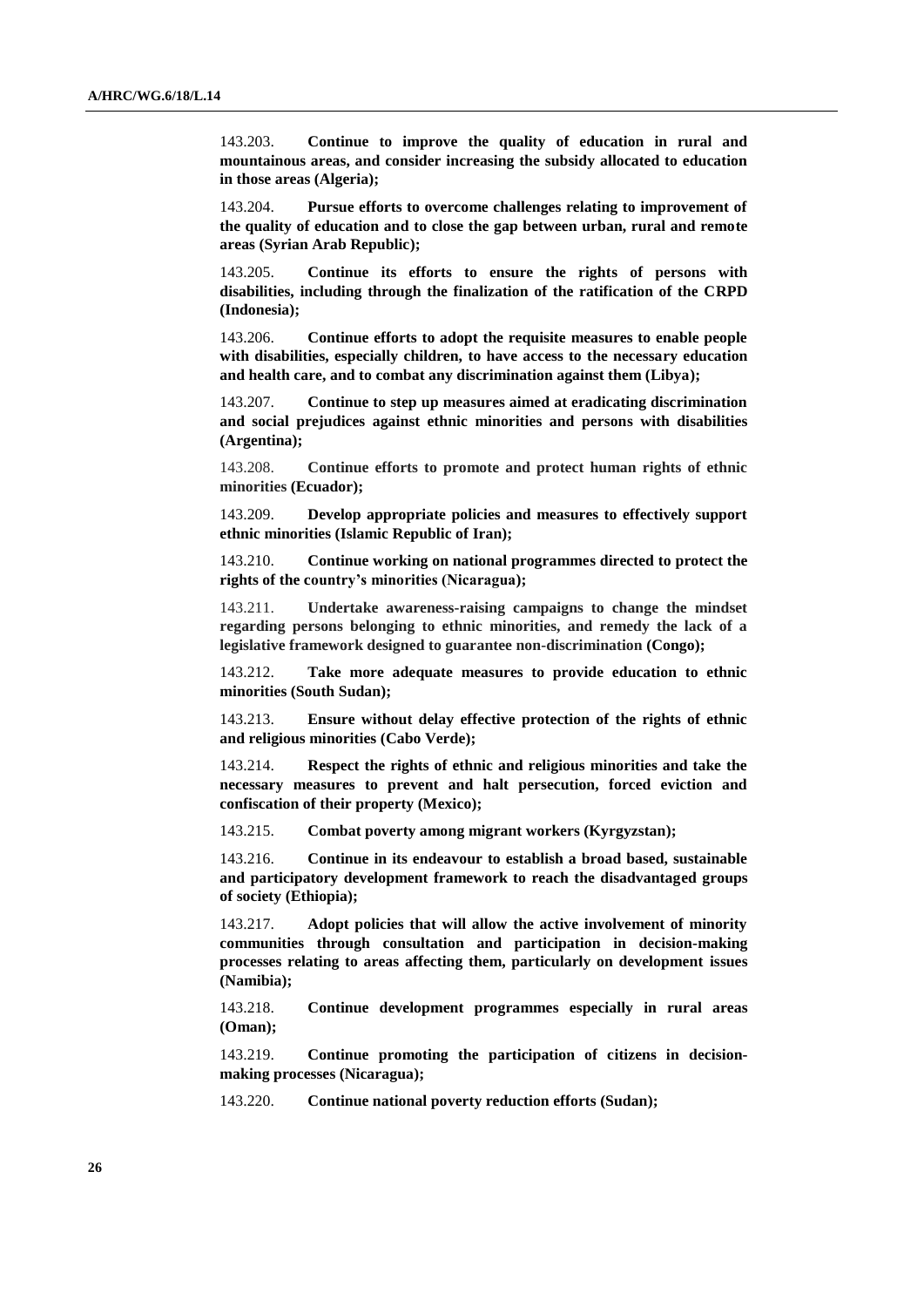143.203. **Continue to improve the quality of education in rural and mountainous areas, and consider increasing the subsidy allocated to education in those areas (Algeria);**

143.204. **Pursue efforts to overcome challenges relating to improvement of the quality of education and to close the gap between urban, rural and remote areas (Syrian Arab Republic);**

143.205. **Continue its efforts to ensure the rights of persons with disabilities, including through the finalization of the ratification of the CRPD (Indonesia);**

143.206. **Continue efforts to adopt the requisite measures to enable people with disabilities, especially children, to have access to the necessary education and health care, and to combat any discrimination against them (Libya);**

143.207. **Continue to step up measures aimed at eradicating discrimination and social prejudices against ethnic minorities and persons with disabilities (Argentina);**

143.208. **Continue efforts to promote and protect human rights of ethnic minorities (Ecuador);**

143.209. **Develop appropriate policies and measures to effectively support ethnic minorities (Islamic Republic of Iran);**

143.210. **Continue working on national programmes directed to protect the rights of the country's minorities (Nicaragua);**

143.211. **Undertake awareness-raising campaigns to change the mindset regarding persons belonging to ethnic minorities, and remedy the lack of a legislative framework designed to guarantee non-discrimination (Congo);**

143.212. **Take more adequate measures to provide education to ethnic minorities (South Sudan);**

143.213. **Ensure without delay effective protection of the rights of ethnic and religious minorities (Cabo Verde);**

143.214. **Respect the rights of ethnic and religious minorities and take the necessary measures to prevent and halt persecution, forced eviction and confiscation of their property (Mexico);**

143.215. **Combat poverty among migrant workers (Kyrgyzstan);**

143.216. **Continue in its endeavour to establish a broad based, sustainable and participatory development framework to reach the disadvantaged groups of society (Ethiopia);**

143.217. **Adopt policies that will allow the active involvement of minority communities through consultation and participation in decision-making processes relating to areas affecting them, particularly on development issues (Namibia);**

143.218. **Continue development programmes especially in rural areas (Oman);**

143.219. **Continue promoting the participation of citizens in decision-making processes (Nicaragua);**

143.220. **Continue national poverty reduction efforts (Sudan);**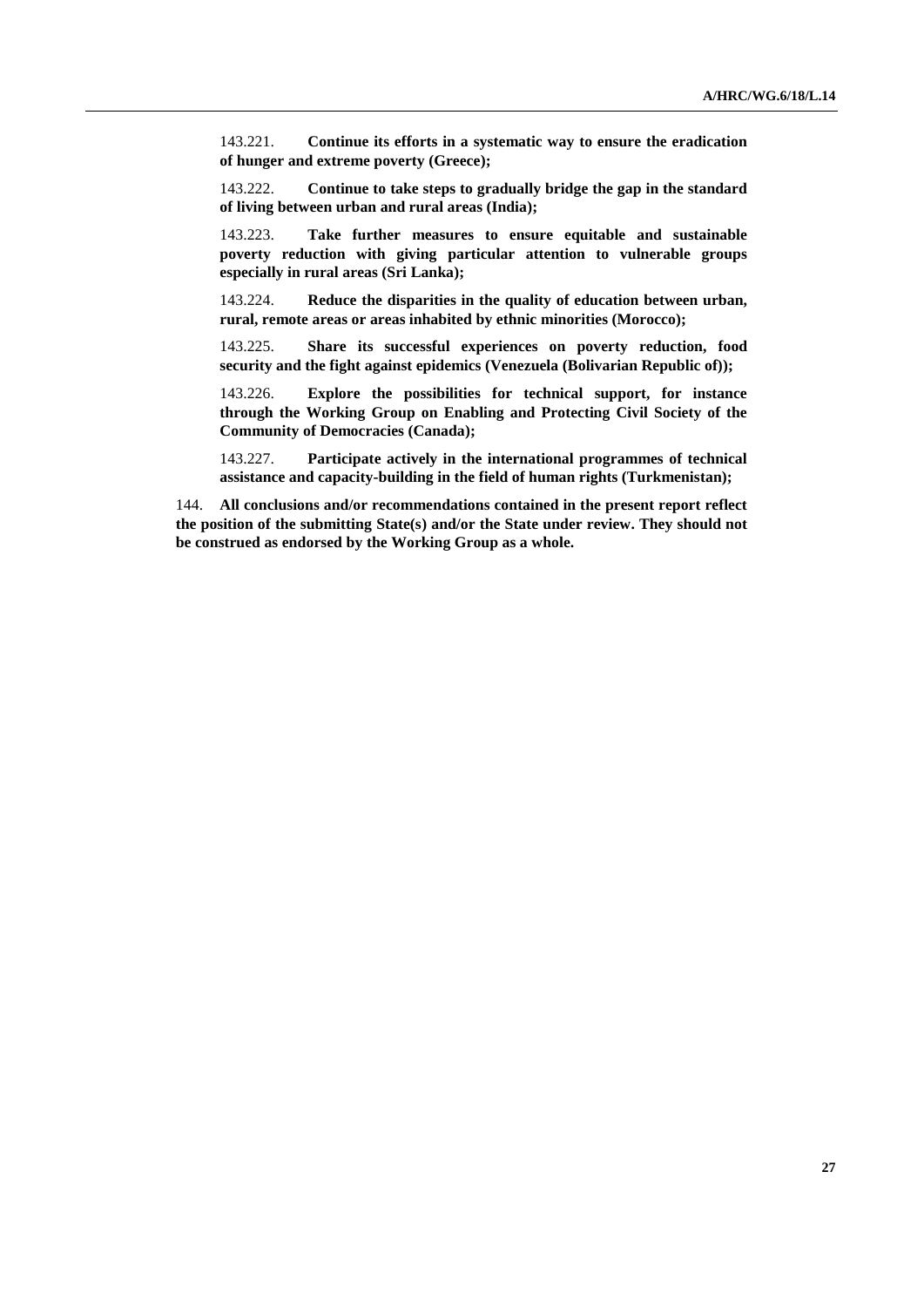143.221. **Continue its efforts in a systematic way to ensure the eradication of hunger and extreme poverty (Greece);**

143.222. **Continue to take steps to gradually bridge the gap in the standard of living between urban and rural areas (India);**

143.223. **Take further measures to ensure equitable and sustainable poverty reduction with giving particular attention to vulnerable groups especially in rural areas (Sri Lanka);**

143.224. **Reduce the disparities in the quality of education between urban, rural, remote areas or areas inhabited by ethnic minorities (Morocco);**

143.225. **Share its successful experiences on poverty reduction, food security and the fight against epidemics (Venezuela (Bolivarian Republic of));**

143.226. **Explore the possibilities for technical support, for instance through the Working Group on Enabling and Protecting Civil Society of the Community of Democracies (Canada);**

143.227. **Participate actively in the international programmes of technical assistance and capacity-building in the field of human rights (Turkmenistan);**

144. **All conclusions and/or recommendations contained in the present report reflect the position of the submitting State(s) and/or the State under review. They should not be construed as endorsed by the Working Group as a whole.**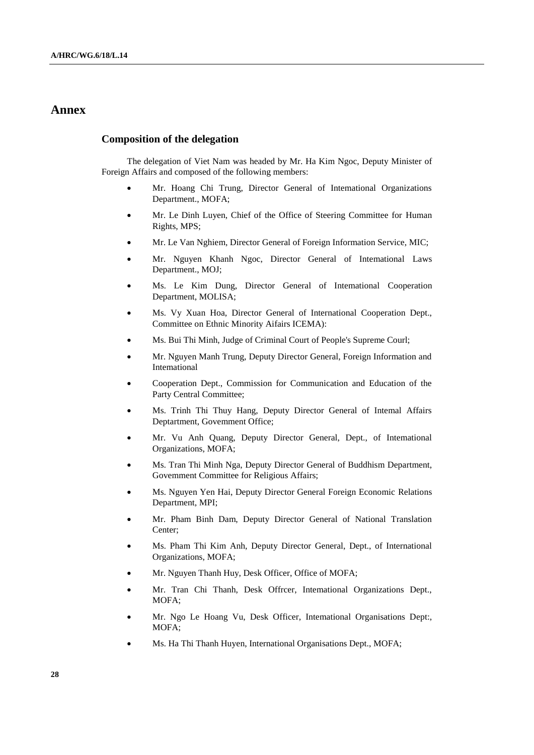# Annex

## Composition of the delegation

The delegation of Viet Nam was headed by Mr. Ha Kim Ngoc, Deputy Minister of Foreign Affairs and composed of the following members:

- Mr. Hoang Chi Trung, Director General of Intemational Organizations Department., MOFA;
- Mr. Le Dinh Luyen, Chief of the Office of Steering Committee for Human Rights, MPS;
- Mr. Le Van Nghiem, Director General of Foreign Information Service, MIC;
- Mr. Nguyen Khanh Ngoc, Director General of Intemational Laws Department., MOJ;
- Ms. Le Kim Dung, Director General of Intemational Cooperation Department, MOLISA;
- Ms. Vy Xuan Hoa, Director General of International Cooperation Dept., Committee on Ethnic Minority Aifairs ICEMA):
- Ms. Bui Thi Minh, Judge of Criminal Court of People's Supreme Courl;
- Mr. Nguyen Manh Trung, Deputy Director General, Foreign Information and Intemational
- Cooperation Dept., Commission for Communication and Education of the Party Central Committee;
- Ms. Trinh Thi Thuy Hang, Deputy Director General of Intemal Affairs Deptartment, Govemment Office;
- Mr. Vu Anh Quang, Deputy Director General, Dept., of Intemational Organizations, MOFA;
- Ms. Tran Thi Minh Nga, Deputy Director General of Buddhism Department, Govemment Committee for Religious Affairs;
- Ms. Nguyen Yen Hai, Deputy Director General Foreign Economic Relations Department, MPI;
- Mr. Pham Binh Dam, Deputy Director General of National Translation Center;
- Ms. Pham Thi Kim Anh, Deputy Director General, Dept., of International Organizations, MOFA;
- Mr. Nguyen Thanh Huy, Desk Officer, Office of MOFA;
- Mr. Tran Chi Thanh, Desk Offrcer, Intemational Organizations Dept., MOFA;
- Mr. Ngo Le Hoang Vu, Desk Officer, Intemational Organisations Dept:, MOFA;
- Ms. Ha Thi Thanh Huyen, International Organisations Dept., MOFA;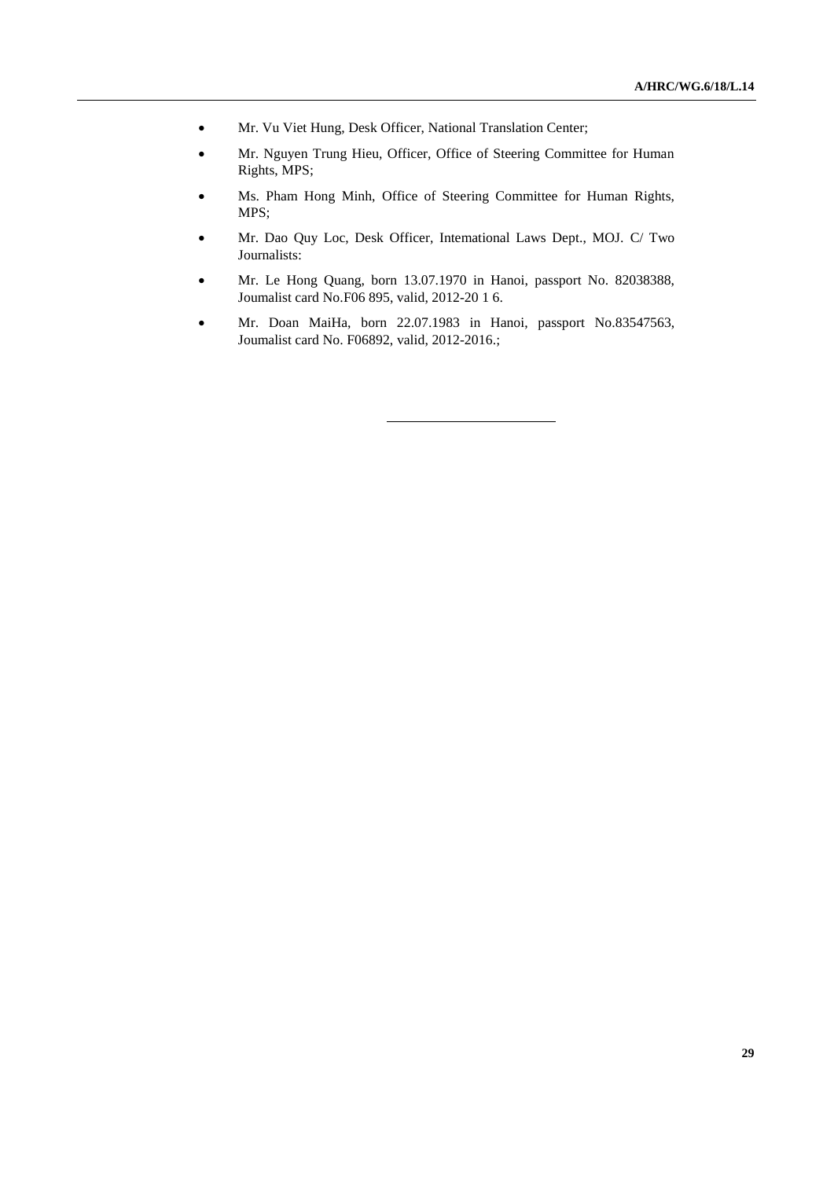- Mr. Vu Viet Hung, Desk Officer, National Translation Center;
- Mr. Nguyen Trung Hieu, Officer, Office of Steering Committee for Human Rights, MPS;
- Ms. Pham Hong Minh, Office of Steering Committee for Human Rights, MPS;
- Mr. Dao Quy Loc, Desk Officer, Intemational Laws Dept., MOJ. C/ Two Journalists:
- Mr. Le Hong Quang, born 13.07.1970 in Hanoi, passport No. 82038388, Joumalist card No.F06 895, valid, 2012-20 1 6.
- Mr. Doan MaiHa, born 22.07.1983 in Hanoi, passport No.83547563, Joumalist card No. F06892, valid, 2012-2016.;